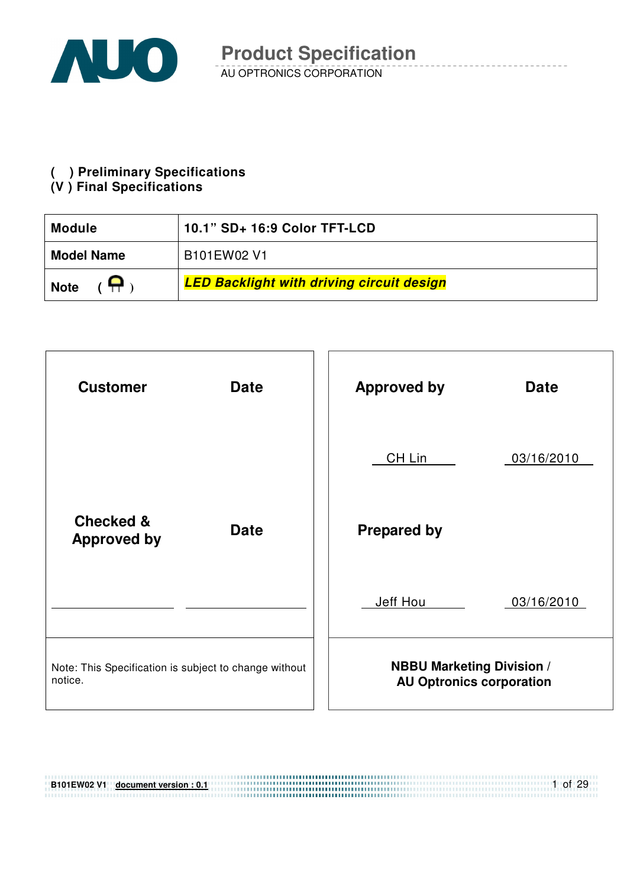# Product Specification

AU OPTRONICS CORPORATION

( ) **Preliminary Specifications**
(V ) **Final Specifications**

| **Module** | **10.1" SD+ 16:9 Color TFT-LCD** |
|---|---|
| **Model Name** | B101EW02 V1 |
| **Note** | ***LED Backlight with driving circuit design*** |

| **Customer** | **Date** | **Approved by** | **Date** |
|---|---|---|---|
| | | CH Lin | 03/16/2010 |
| **Checked & Approved by** | **Date** | **Prepared by** | |
| | | Jeff Hou | 03/16/2010 |
| Note: This Specification is subject to change without notice. | | **NBBU Marketing Division / AU Optronics corporation** | |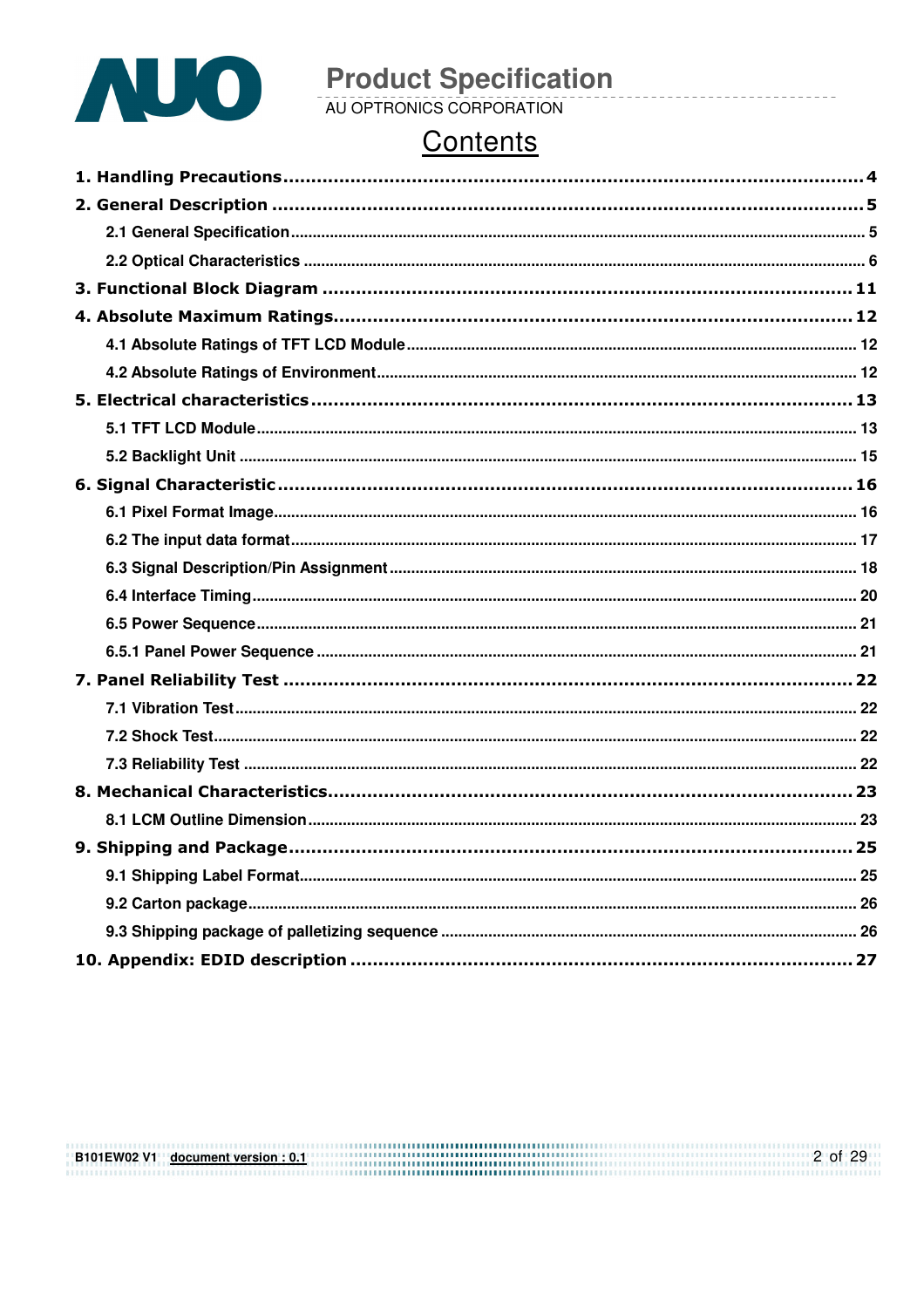# Contents

**1. Handling Precautions** ........................................................ 4

**2. General Description** ........................................................ 5

- 2.1 General Specification ........................................................ 5
- 2.2 Optical Characteristics ........................................................ 6

**3. Functional Block Diagram** ........................................................ 11

**4. Absolute Maximum Ratings** ........................................................ 12

- 4.1 Absolute Ratings of TFT LCD Module ........................................................ 12
- 4.2 Absolute Ratings of Environment ........................................................ 12

**5. Electrical characteristics** ........................................................ 13

- 5.1 TFT LCD Module ........................................................ 13
- 5.2 Backlight Unit ........................................................ 15

**6. Signal Characteristic** ........................................................ 16

- 6.1 Pixel Format Image ........................................................ 16
- 6.2 The input data format ........................................................ 17
- 6.3 Signal Description/Pin Assignment ........................................................ 18
- 6.4 Interface Timing ........................................................ 20
- 6.5 Power Sequence ........................................................ 21
- 6.5.1 Panel Power Sequence ........................................................ 21

**7. Panel Reliability Test** ........................................................ 22

- 7.1 Vibration Test ........................................................ 22
- 7.2 Shock Test ........................................................ 22
- 7.3 Reliability Test ........................................................ 22

**8. Mechanical Characteristics** ........................................................ 23

- 8.1 LCM Outline Dimension ........................................................ 23

**9. Shipping and Package** ........................................................ 25

- 9.1 Shipping Label Format ........................................................ 25
- 9.2 Carton package ........................................................ 26
- 9.3 Shipping package of palletizing sequence ........................................................ 26

**10. Appendix: EDID description** ........................................................ 27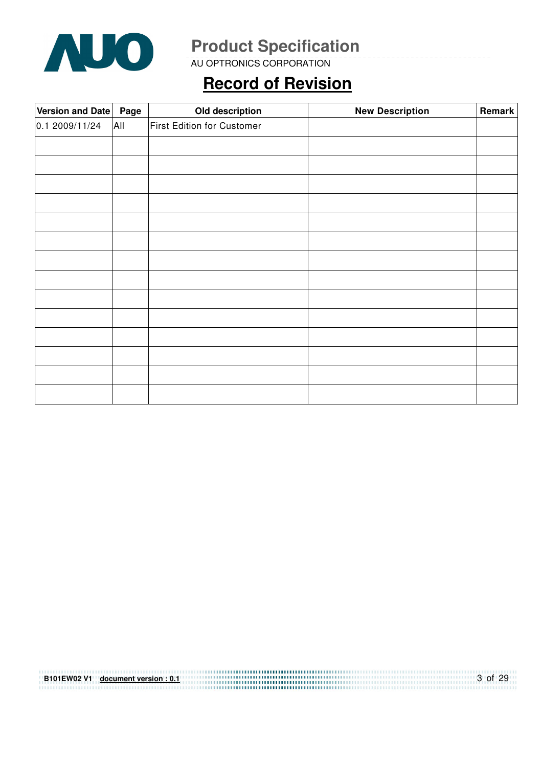# Record of Revision

| Version and Date | Page | Old description | New Description | Remark |
|---|---|---|---|---|
| 0.1 2009/11/24 | All | First Edition for Customer | | |
| | | | | |
| | | | | |
| | | | | |
| | | | | |
| | | | | |
| | | | | |
| | | | | |
| | | | | |
| | | | | |
| | | | | |
| | | | | |
| | | | | |
| | | | | |
| | | | | |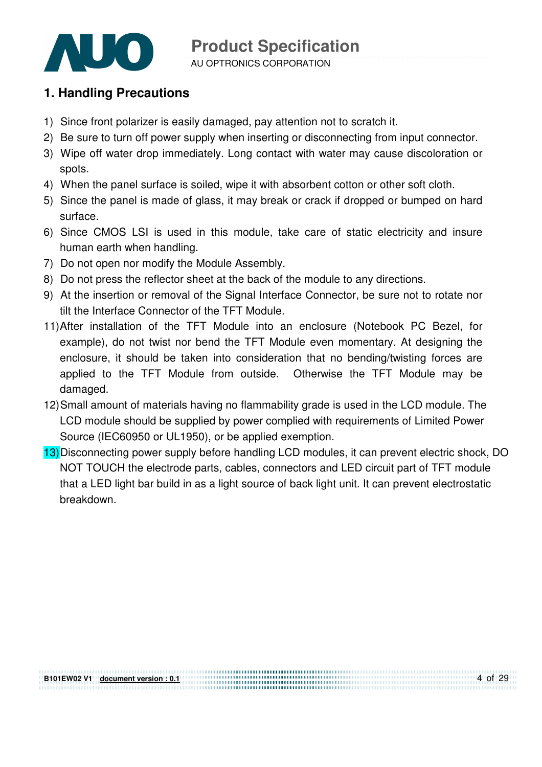## 1. Handling Precautions

1) Since front polarizer is easily damaged, pay attention not to scratch it.
2) Be sure to turn off power supply when inserting or disconnecting from input connector.
3) Wipe off water drop immediately. Long contact with water may cause discoloration or spots.
4) When the panel surface is soiled, wipe it with absorbent cotton or other soft cloth.
5) Since the panel is made of glass, it may break or crack if dropped or bumped on hard surface.
6) Since CMOS LSI is used in this module, take care of static electricity and insure human earth when handling.
7) Do not open nor modify the Module Assembly.
8) Do not press the reflector sheet at the back of the module to any directions.
9) At the insertion or removal of the Signal Interface Connector, be sure not to rotate nor tilt the Interface Connector of the TFT Module.

11) After installation of the TFT Module into an enclosure (Notebook PC Bezel, for example), do not twist nor bend the TFT Module even momentary. At designing the enclosure, it should be taken into consideration that no bending/twisting forces are applied to the TFT Module from outside. Otherwise the TFT Module may be damaged.
12) Small amount of materials having no flammability grade is used in the LCD module. The LCD module should be supplied by power complied with requirements of Limited Power Source (IEC60950 or UL1950), or be applied exemption.
13) Disconnecting power supply before handling LCD modules, it can prevent electric shock, DO NOT TOUCH the electrode parts, cables, connectors and LED circuit part of TFT module that a LED light bar build in as a light source of back light unit. It can prevent electrostatic breakdown.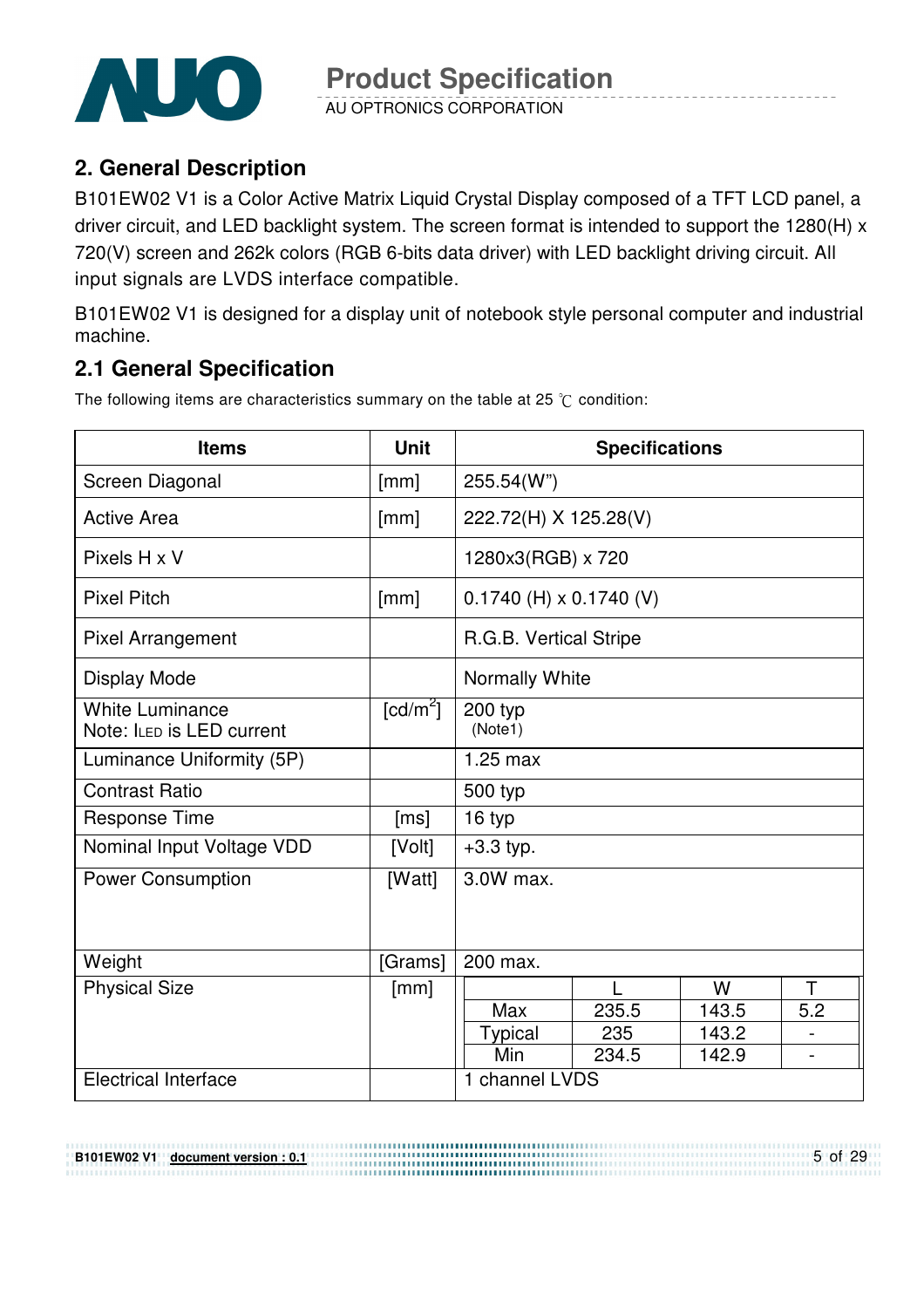## 2. General Description

B101EW02 V1 is a Color Active Matrix Liquid Crystal Display composed of a TFT LCD panel, a driver circuit, and LED backlight system. The screen format is intended to support the 1280(H) x 720(V) screen and 262k colors (RGB 6-bits data driver) with LED backlight driving circuit. All input signals are LVDS interface compatible.

B101EW02 V1 is designed for a display unit of notebook style personal computer and industrial machine.

### 2.1 General Specification

The following items are characteristics summary on the table at 25 ℃ condition:

| Items | Unit | Specifications | | | |
|---|---|---|---|---|---|
| Screen Diagonal | [mm] | 255.54(W") | | | |
| Active Area | [mm] | 222.72(H) X 125.28(V) | | | |
| Pixels H x V | | 1280x3(RGB) x 720 | | | |
| Pixel Pitch | [mm] | 0.1740 (H) x 0.1740 (V) | | | |
| Pixel Arrangement | | R.G.B. Vertical Stripe | | | |
| Display Mode | | Normally White | | | |
| White Luminance<br>Note: $I_{LED}$ is LED current | [cd/m$^2$] | 200 typ<br>(Note1) | | | |
| Luminance Uniformity (5P) | | 1.25 max | | | |
| Contrast Ratio | | 500 typ | | | |
| Response Time | [ms] | 16 typ | | | |
| Nominal Input Voltage VDD | [Volt] | +3.3 typ. | | | |
| Power Consumption | [Watt] | 3.0W max. | | | |
| Weight | [Grams] | 200 max. | | | |
| Physical Size | [mm] | | L | W | T |
| | | Max | 235.5 | 143.5 | 5.2 |
| | | Typical | 235 | 143.2 | - |
| | | Min | 234.5 | 142.9 | - |
| Electrical Interface | | 1 channel LVDS | | | |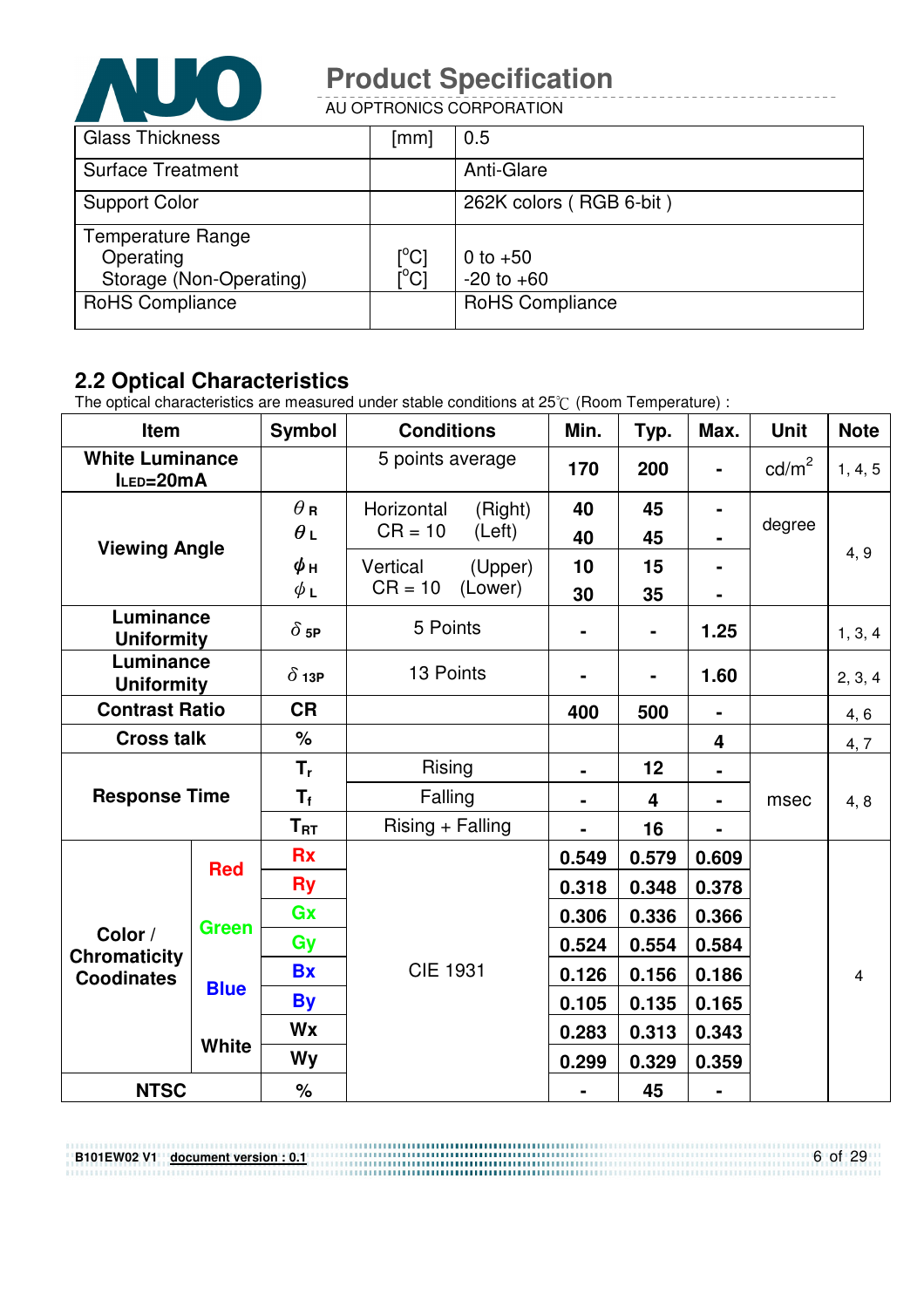| Glass Thickness | [mm] | 0.5 |
|---|---|---|
| Surface Treatment | | Anti-Glare |
| Support Color | | 262K colors ( RGB 6-bit ) |
| Temperature Range<br>Operating<br>Storage (Non-Operating) | <br>[°C]<br>[°C] | <br>0 to +50<br>-20 to +60 |
| RoHS Compliance | | RoHS Compliance |

## 2.2 Optical Characteristics

The optical characteristics are measured under stable conditions at 25℃ (Room Temperature) :

| Item | | Symbol | Conditions | Min. | Typ. | Max. | Unit | Note |
|---|---|---|---|---|---|---|---|---|
| **White Luminance** $I_{LED}$=20mA | | | 5 points average | 170 | 200 | - | cd/m$^2$ | 1, 4, 5 |
| **Viewing Angle** | | $\theta_R$ | Horizontal (Right) CR = 10 | 40 | 45 | - | degree | 4, 9 |
| | | $\theta_L$ | Horizontal (Left) CR = 10 | 40 | 45 | - | | |
| | | $\phi_H$ | Vertical (Upper) CR = 10 | 10 | 15 | - | | |
| | | $\phi_L$ | Vertical (Lower) CR = 10 | 30 | 35 | - | | |
| **Luminance Uniformity** | | $\delta_{5P}$ | 5 Points | - | - | 1.25 | | 1, 3, 4 |
| **Luminance Uniformity** | | $\delta_{13P}$ | 13 Points | - | - | 1.60 | | 2, 3, 4 |
| **Contrast Ratio** | | CR | | 400 | 500 | - | | 4, 6 |
| **Cross talk** | | % | | | | 4 | | 4, 7 |
| **Response Time** | | $T_r$ | Rising | - | 12 | - | msec | 4, 8 |
| | | $T_f$ | Falling | - | 4 | - | | |
| | | $T_{RT}$ | Rising + Falling | - | 16 | - | | |
| **Color / Chromaticity Coodinates** | **Red** | Rx | CIE 1931 | 0.549 | 0.579 | 0.609 | | 4 |
| | | Ry | | 0.318 | 0.348 | 0.378 | | |
| | **Green** | Gx | | 0.306 | 0.336 | 0.366 | | |
| | | Gy | | 0.524 | 0.554 | 0.584 | | |
| | **Blue** | Bx | | 0.126 | 0.156 | 0.186 | | |
| | | By | | 0.105 | 0.135 | 0.165 | | |
| | **White** | Wx | | 0.283 | 0.313 | 0.343 | | |
| | | Wy | | 0.299 | 0.329 | 0.359 | | |
| **NTSC** | | % | | - | 45 | - | | |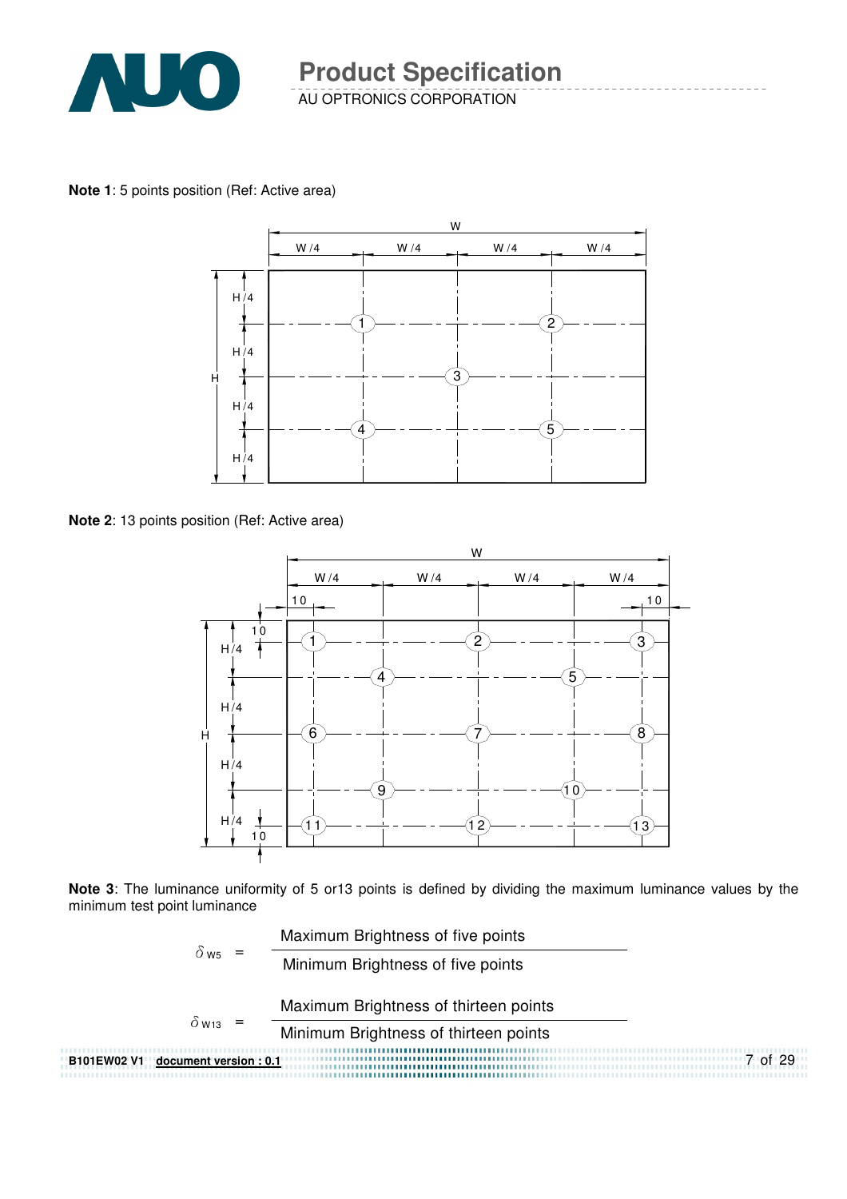**Note 1**: 5 points position (Ref: Active area)

**Note 2**: 13 points position (Ref: Active area)

**Note 3**: The luminance uniformity of 5 or13 points is defined by dividing the maximum luminance values by the minimum test point luminance

$$\delta_{W5} = \frac{\text{Maximum Brightness of five points}}{\text{Minimum Brightness of five points}}$$

$$\delta_{W13} = \frac{\text{Maximum Brightness of thirteen points}}{\text{Minimum Brightness of thirteen points}}$$

**B101EW02 V1** **document version : 0.1**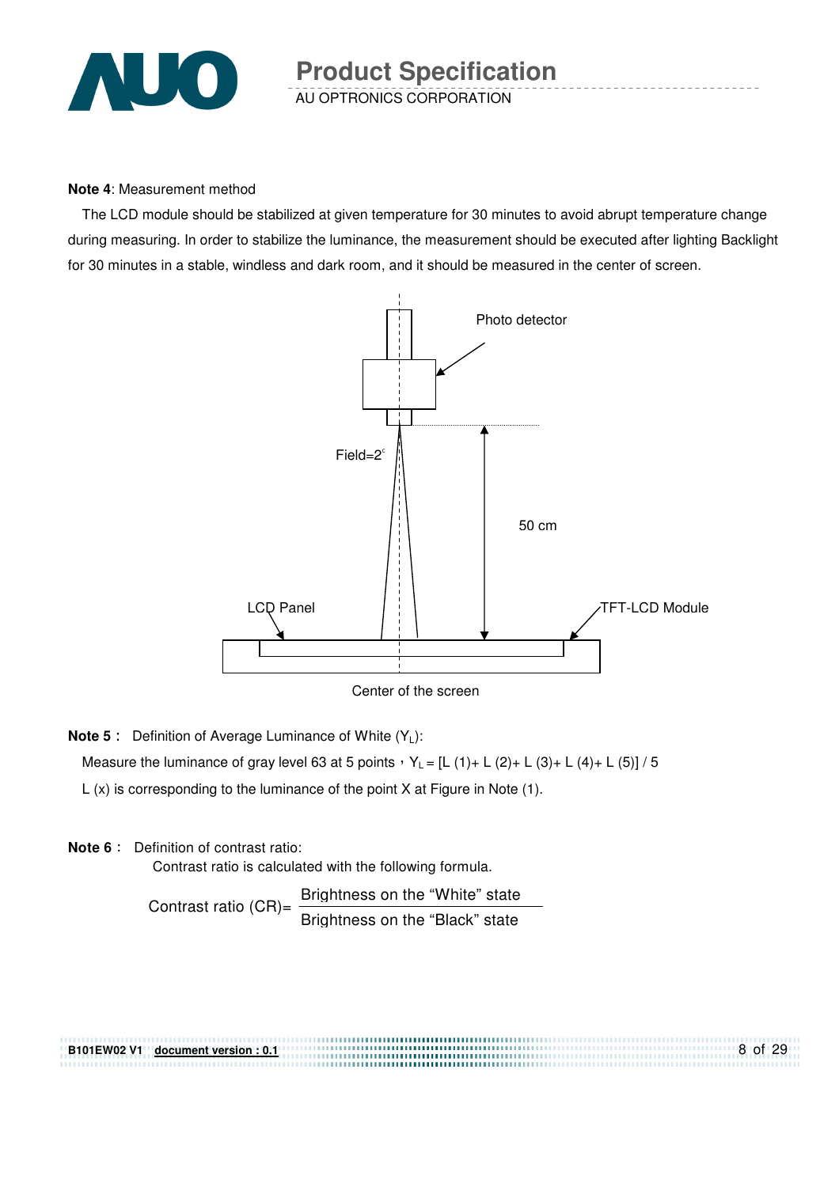**Note 4**: Measurement method

The LCD module should be stabilized at given temperature for 30 minutes to avoid abrupt temperature change during measuring. In order to stabilize the luminance, the measurement should be executed after lighting Backlight for 30 minutes in a stable, windless and dark room, and it should be measured in the center of screen.

Photo detector

Field=2°

50 cm

LCD Panel

TFT-LCD Module

Center of the screen

**Note 5**： Definition of Average Luminance of White ($Y_L$):

Measure the luminance of gray level 63 at 5 points，$Y_L$ = [L (1)+ L (2)+ L (3)+ L (4)+ L (5)] / 5

L (x) is corresponding to the luminance of the point X at Figure in Note (1).

**Note 6**： Definition of contrast ratio:

Contrast ratio is calculated with the following formula.

$$\text{Contrast ratio (CR)} = \frac{\text{Brightness on the "White" state}}{\text{Brightness on the "Black" state}}$$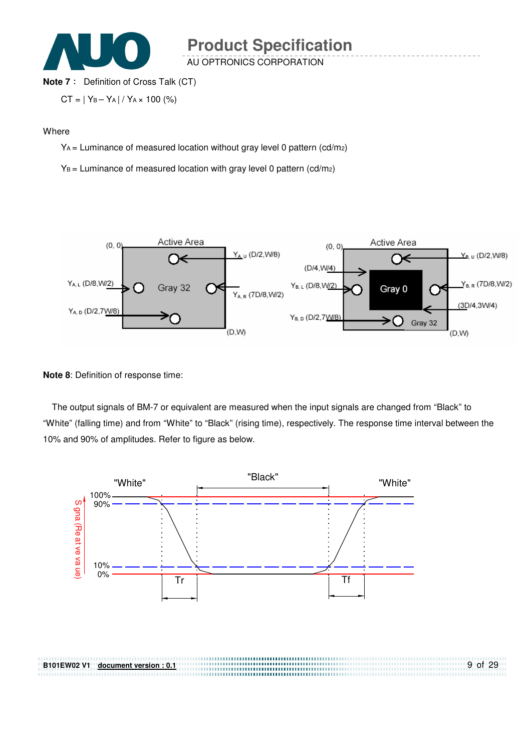**Note 7**： Definition of Cross Talk (CT)

$CT = | Y_B - Y_A | / Y_A \times 100$ (%)

Where

$Y_A$ = Luminance of measured location without gray level 0 pattern (cd/m2)

$Y_B$ = Luminance of measured location with gray level 0 pattern (cd/m2)

**Note 8**: Definition of response time:

The output signals of BM-7 or equivalent are measured when the input signals are changed from "Black" to "White" (falling time) and from "White" to "Black" (rising time), respectively. The response time interval between the 10% and 90% of amplitudes. Refer to figure as below.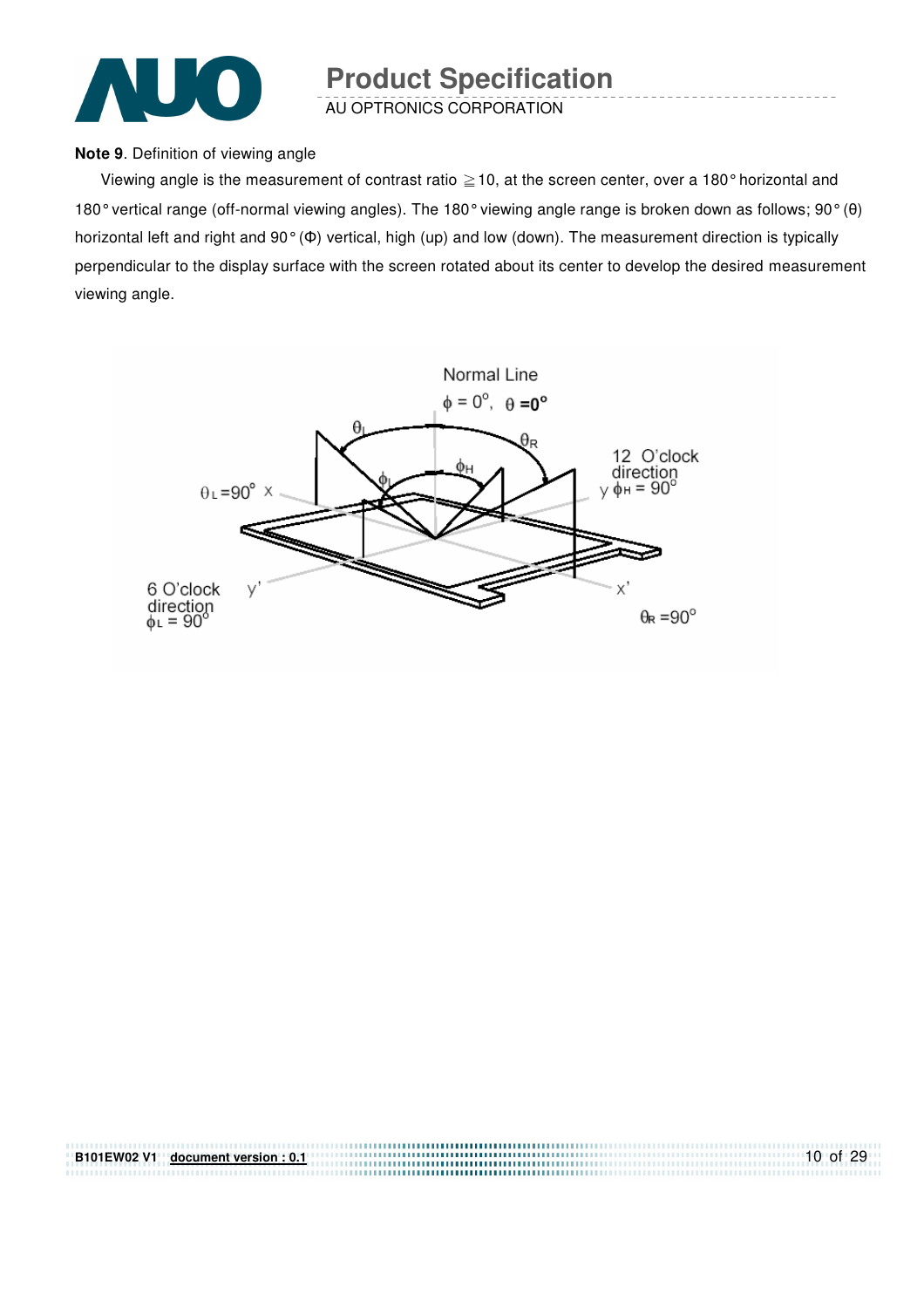**Note 9**. Definition of viewing angle

Viewing angle is the measurement of contrast ratio ≧10, at the screen center, over a 180° horizontal and 180° vertical range (off-normal viewing angles). The 180° viewing angle range is broken down as follows; 90° (θ) horizontal left and right and 90° (Φ) vertical, high (up) and low (down). The measurement direction is typically perpendicular to the display surface with the screen rotated about its center to develop the desired measurement viewing angle.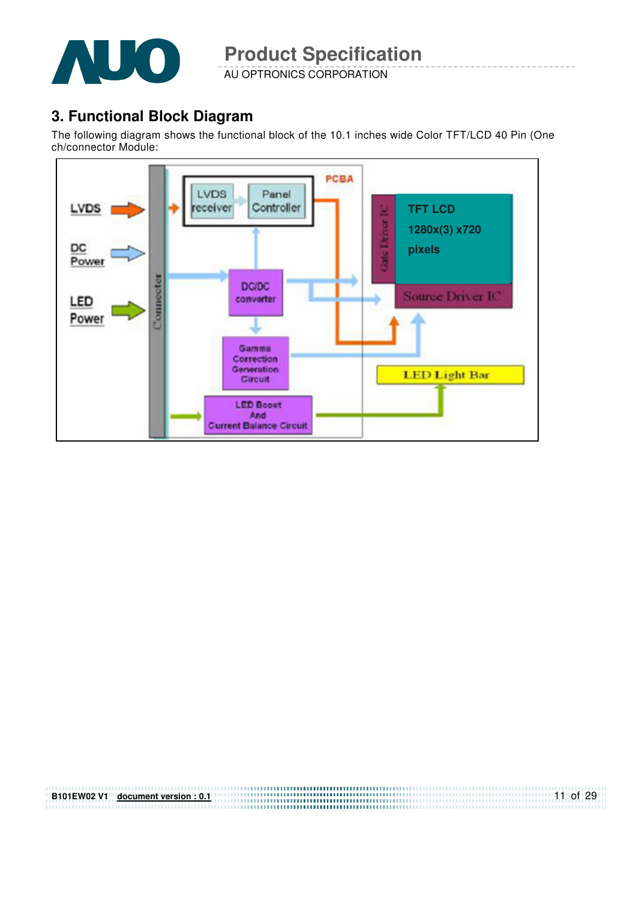## 3. Functional Block Diagram

The following diagram shows the functional block of the 10.1 inches wide Color TFT/LCD 40 Pin (One ch/connector Module:

LVDS

DC Power

LED Power

Connector

PCBA

LVDS receiver

Panel Controller

DC/DC converter

Gamma Correction Generation Circuit

LED Boost And Current Balance Circuit

Gate Driver IC

TFT LCD 1280x(3) x720 pixels

Source Driver IC

LED Light Bar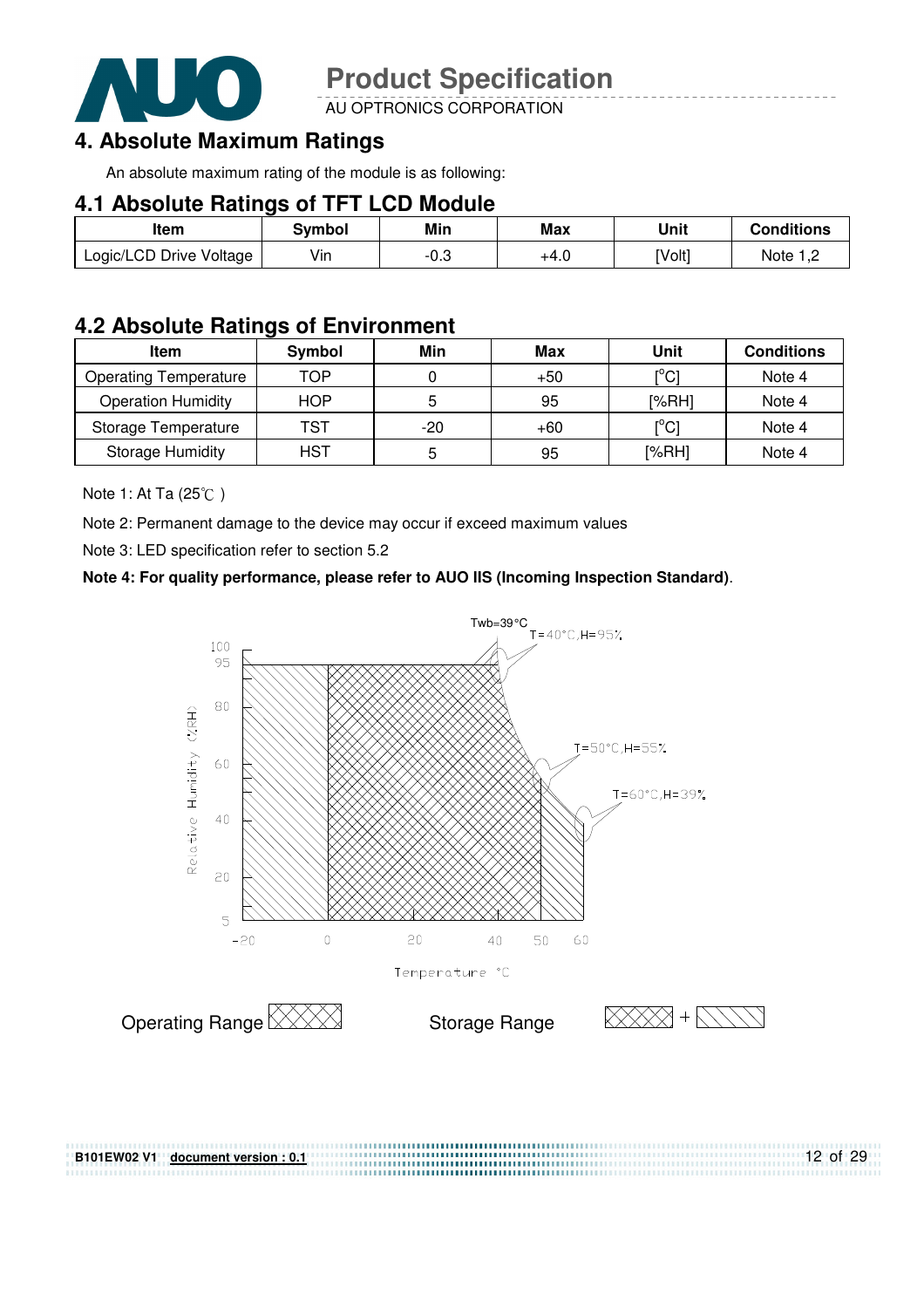# 4. Absolute Maximum Ratings

An absolute maximum rating of the module is as following:

## 4.1 Absolute Ratings of TFT LCD Module

| Item | Symbol | Min | Max | Unit | Conditions |
|---|---|---|---|---|---|
| Logic/LCD Drive Voltage | Vin | -0.3 | +4.0 | [Volt] | Note 1,2 |

## 4.2 Absolute Ratings of Environment

| Item | Symbol | Min | Max | Unit | Conditions |
|---|---|---|---|---|---|
| Operating Temperature | TOP | 0 | +50 | [°C] | Note 4 |
| Operation Humidity | HOP | 5 | 95 | [%RH] | Note 4 |
| Storage Temperature | TST | -20 | +60 | [°C] | Note 4 |
| Storage Humidity | HST | 5 | 95 | [%RH] | Note 4 |

Note 1: At Ta (25℃ )

Note 2: Permanent damage to the device may occur if exceed maximum values

Note 3: LED specification refer to section 5.2

**Note 4: For quality performance, please refer to AUO IIS (Incoming Inspection Standard)**.

Twb=39°C

T=40°C,H=95%

T=50°C,H=55%

T=60°C,H=39%

Relative Humidity (%RH)

Temperature °C

Operating Range

Storage Range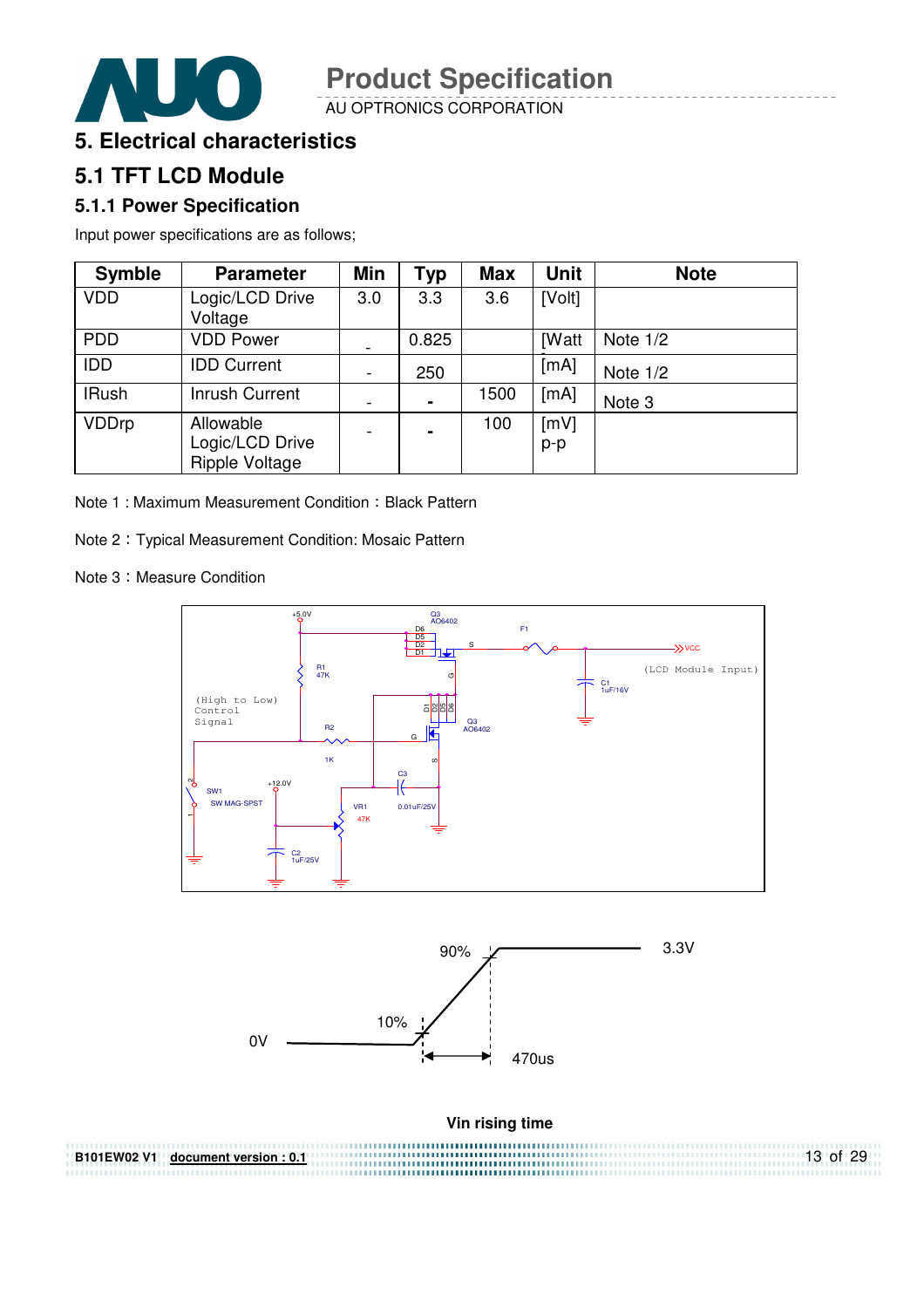# 5. Electrical characteristics

## 5.1 TFT LCD Module

### 5.1.1 Power Specification

Input power specifications are as follows;

| Symble | Parameter | Min | Typ | Max | Unit | Note |
|---|---|---|---|---|---|---|
| VDD | Logic/LCD Drive Voltage | 3.0 | 3.3 | 3.6 | [Volt] | |
| PDD | VDD Power | - | 0.825 | | [Watt | Note 1/2 |
| IDD | IDD Current | - | 250 | | [mA] | Note 1/2 |
| IRush | Inrush Current | - | - | 1500 | [mA] | Note 3 |
| VDDrp | Allowable Logic/LCD Drive Ripple Voltage | - | - | 100 | [mV] p-p | |

Note 1 : Maximum Measurement Condition：Black Pattern

Note 2：Typical Measurement Condition: Mosaic Pattern

Note 3：Measure Condition

+5.0V | Q3 AO6402 | D6 D5 D2 D1 | S | F1 | VCC | (LCD Module Input) | R1 47K | G | C1 1uF/16V | (High to Low) Control Signal | D1 D2 D5 D6 | Q3 AO6402 | R2 1K | G | S | C3 0.01uF/25V | +12.0V | SW1 SW MAG-SPST | VR1 47K | C2 1uF/25V

90% | 3.3V | 10% | 0V | 470us

**Vin rising time**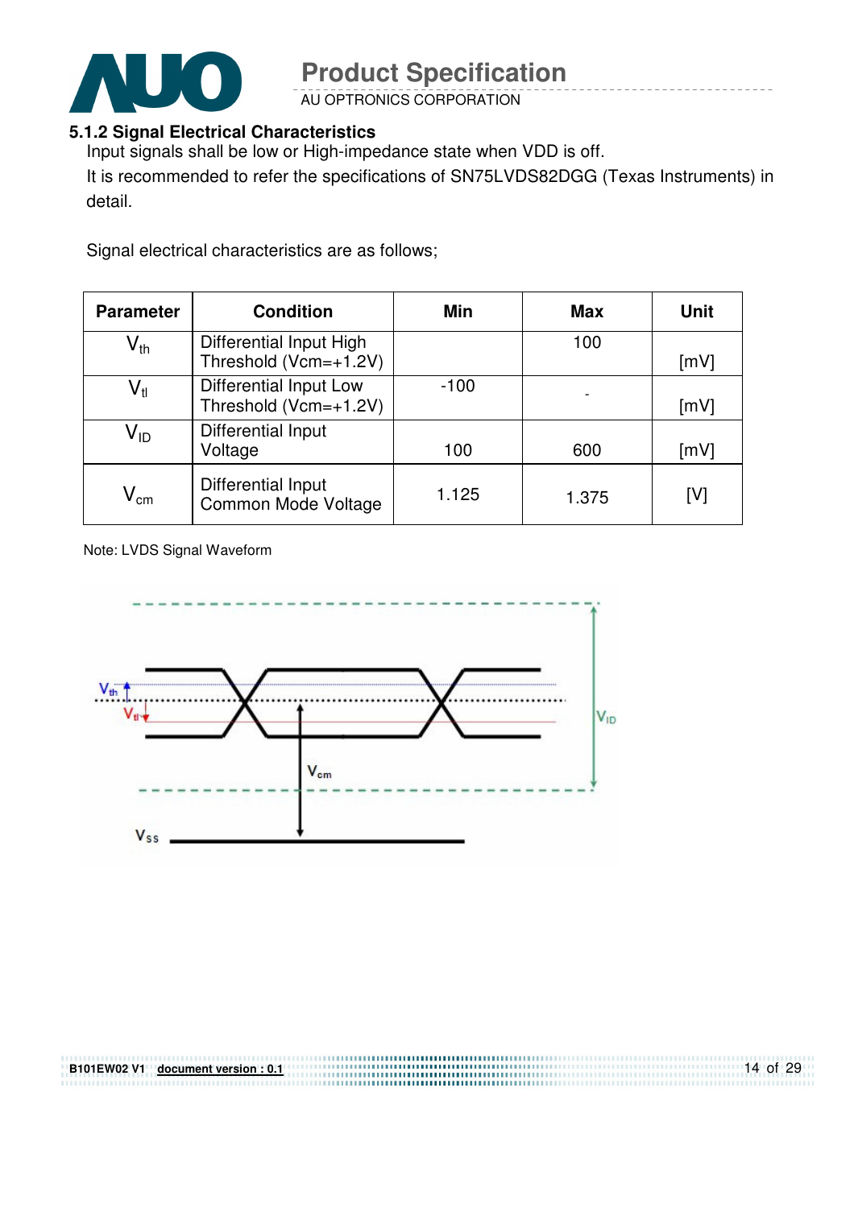### 5.1.2 Signal Electrical Characteristics

Input signals shall be low or High-impedance state when VDD is off.

It is recommended to refer the specifications of SN75LVDS82DGG (Texas Instruments) in detail.

Signal electrical characteristics are as follows;

| Parameter | Condition | Min | Max | Unit |
|---|---|---|---|---|
| $V_{th}$ | Differential Input High Threshold (Vcm=+1.2V) | | 100 | [mV] |
| $V_{tl}$ | Differential Input Low Threshold (Vcm=+1.2V) | -100 | - | [mV] |
| $V_{ID}$ | Differential Input Voltage | 100 | 600 | [mV] |
| $V_{cm}$ | Differential Input Common Mode Voltage | 1.125 | 1.375 | [V] |

Note: LVDS Signal Waveform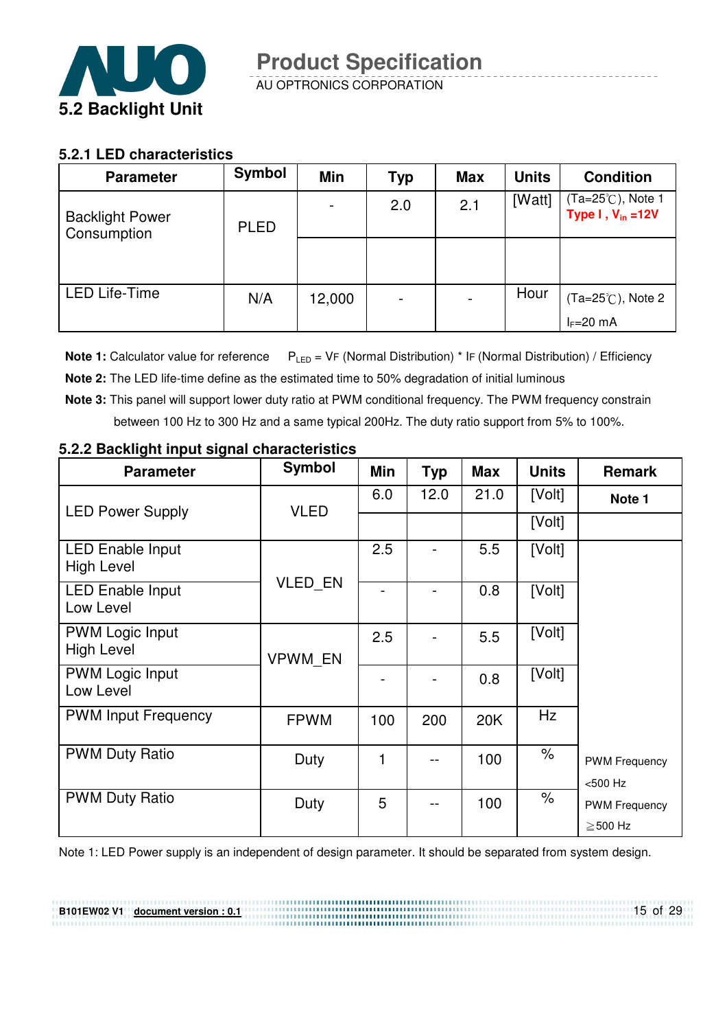## 5.2 Backlight Unit

### 5.2.1 LED characteristics

| Parameter | Symbol | Min | Typ | Max | Units | Condition |
|---|---|---|---|---|---|---|
| Backlight Power Consumption | PLED | - | 2.0 | 2.1 | [Watt] | (Ta=25℃), Note 1 **Type I , $V_{in}$ =12V** |
| | | | | | | |
| LED Life-Time | N/A | 12,000 | - | - | Hour | (Ta=25℃), Note 2 $I_F$=20 mA |

**Note 1:** Calculator value for reference $P_{LED}$ = VF (Normal Distribution) * IF (Normal Distribution) / Efficiency

**Note 2:** The LED life-time define as the estimated time to 50% degradation of initial luminous

**Note 3:** This panel will support lower duty ratio at PWM conditional frequency. The PWM frequency constrain between 100 Hz to 300 Hz and a same typical 200Hz. The duty ratio support from 5% to 100%.

### 5.2.2 Backlight input signal characteristics

| Parameter | Symbol | Min | Typ | Max | Units | Remark |
|---|---|---|---|---|---|---|
| LED Power Supply | VLED | 6.0 | 12.0 | 21.0 | [Volt] | **Note 1** |
| | | | | | [Volt] | |
| LED Enable Input High Level | VLED_EN | 2.5 | - | 5.5 | [Volt] | |
| LED Enable Input Low Level | | - | - | 0.8 | [Volt] | |
| PWM Logic Input High Level | VPWM_EN | 2.5 | - | 5.5 | [Volt] | |
| PWM Logic Input Low Level | | - | - | 0.8 | [Volt] | |
| PWM Input Frequency | FPWM | 100 | 200 | 20K | Hz | |
| PWM Duty Ratio | Duty | 1 | -- | 100 | % | PWM Frequency <500 Hz |
| PWM Duty Ratio | Duty | 5 | -- | 100 | % | PWM Frequency ≧500 Hz |

Note 1: LED Power supply is an independent of design parameter. It should be separated from system design.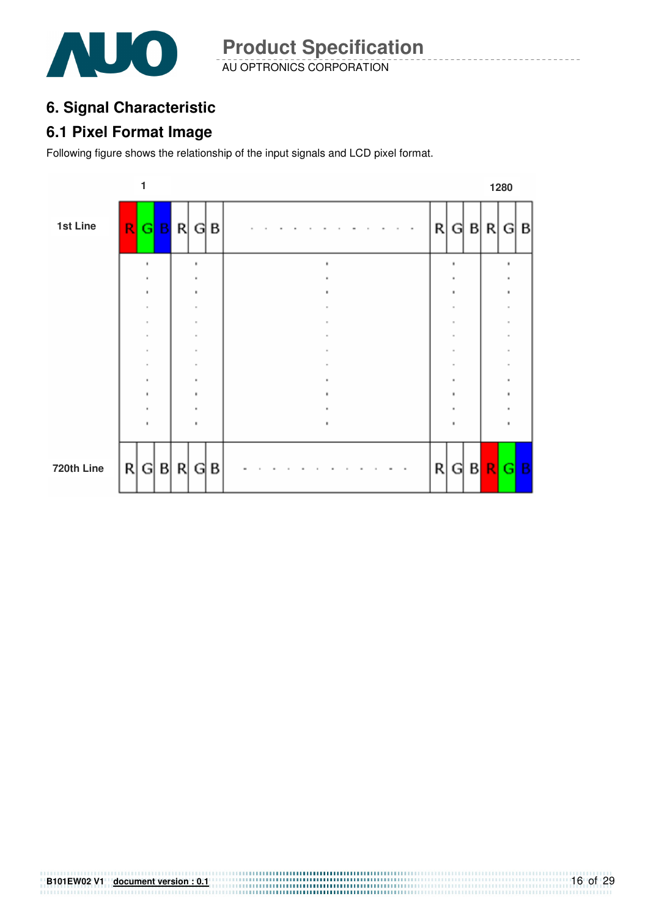# 6. Signal Characteristic

## 6.1 Pixel Format Image

Following figure shows the relationship of the input signals and LCD pixel format.

| | 1 | | | | | | | | | | | | 1280 |
|---|---|---|---|---|---|---|---|---|---|---|---|---|---|
| 1st Line | R | G | B | R | G | B | . . . . . . . . . . . . | R | G | B | R | G | B |
| | ⋮ | | | ⋮ | | | ⋮ | ⋮ | | | ⋮ | | |
| 720th Line | R | G | B | R | G | B | . . . . . . . . . . . . | R | G | B | R | G | B |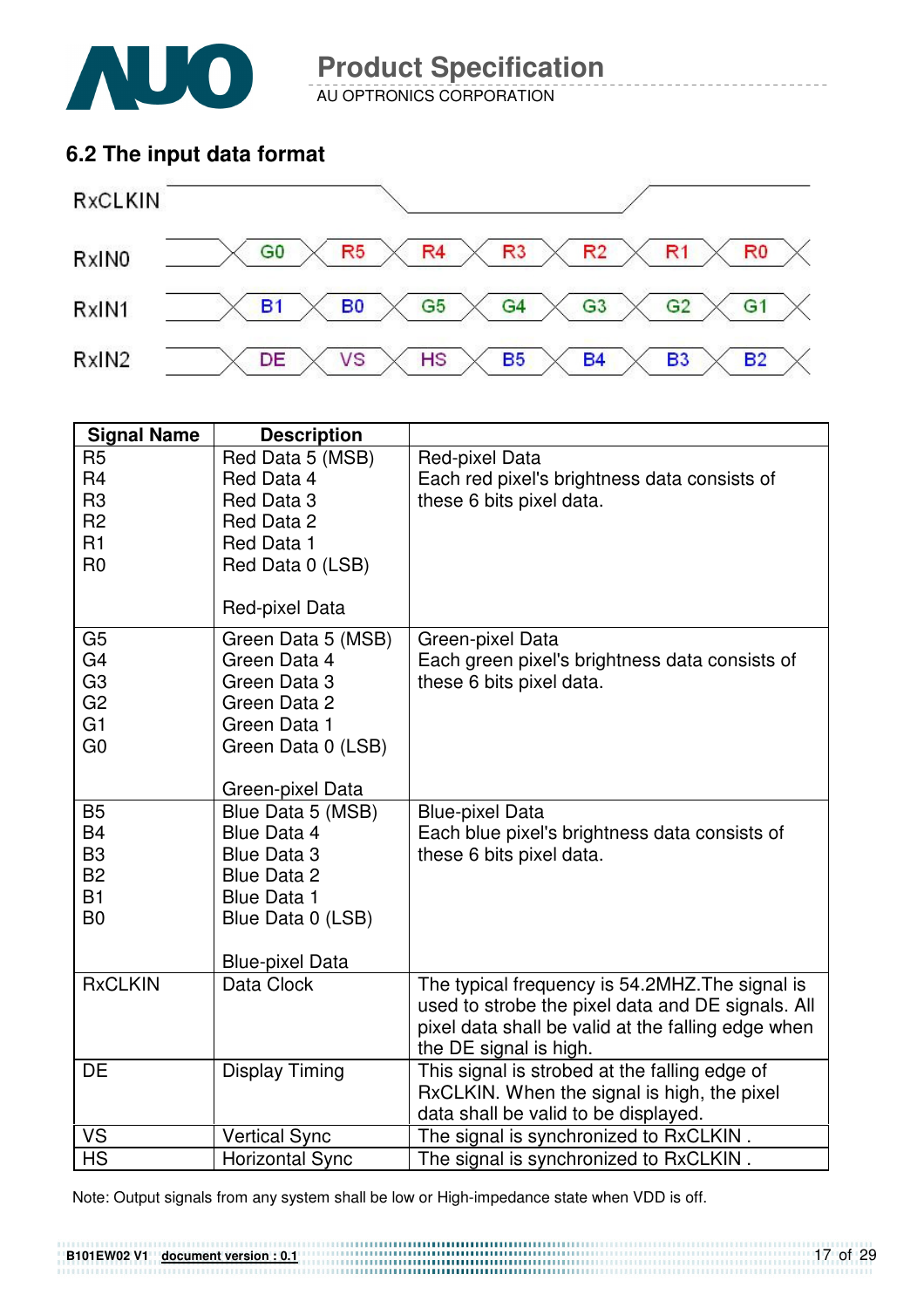## 6.2 The input data format

RxCLKIN

| RxIN0 | G0 | R5 | R4 | R3 | R2 | R1 | R0 |
|---|---|---|---|---|---|---|---|
| RxIN1 | B1 | B0 | G5 | G4 | G3 | G2 | G1 |
| RxIN2 | DE | VS | HS | B5 | B4 | B3 | B2 |

| Signal Name | Description | |
|---|---|---|
| R5<br>R4<br>R3<br>R2<br>R1<br>R0 | Red Data 5 (MSB)<br>Red Data 4<br>Red Data 3<br>Red Data 2<br>Red Data 1<br>Red Data 0 (LSB)<br><br>Red-pixel Data | Red-pixel Data<br>Each red pixel's brightness data consists of these 6 bits pixel data. |
| G5<br>G4<br>G3<br>G2<br>G1<br>G0 | Green Data 5 (MSB)<br>Green Data 4<br>Green Data 3<br>Green Data 2<br>Green Data 1<br>Green Data 0 (LSB)<br><br>Green-pixel Data | Green-pixel Data<br>Each green pixel's brightness data consists of these 6 bits pixel data. |
| B5<br>B4<br>B3<br>B2<br>B1<br>B0 | Blue Data 5 (MSB)<br>Blue Data 4<br>Blue Data 3<br>Blue Data 2<br>Blue Data 1<br>Blue Data 0 (LSB)<br><br>Blue-pixel Data | Blue-pixel Data<br>Each blue pixel's brightness data consists of these 6 bits pixel data. |
| RxCLKIN | Data Clock | The typical frequency is 54.2MHZ.The signal is used to strobe the pixel data and DE signals. All pixel data shall be valid at the falling edge when the DE signal is high. |
| DE | Display Timing | This signal is strobed at the falling edge of RxCLKIN. When the signal is high, the pixel data shall be valid to be displayed. |
| VS | Vertical Sync | The signal is synchronized to RxCLKIN . |
| HS | Horizontal Sync | The signal is synchronized to RxCLKIN . |

Note: Output signals from any system shall be low or High-impedance state when VDD is off.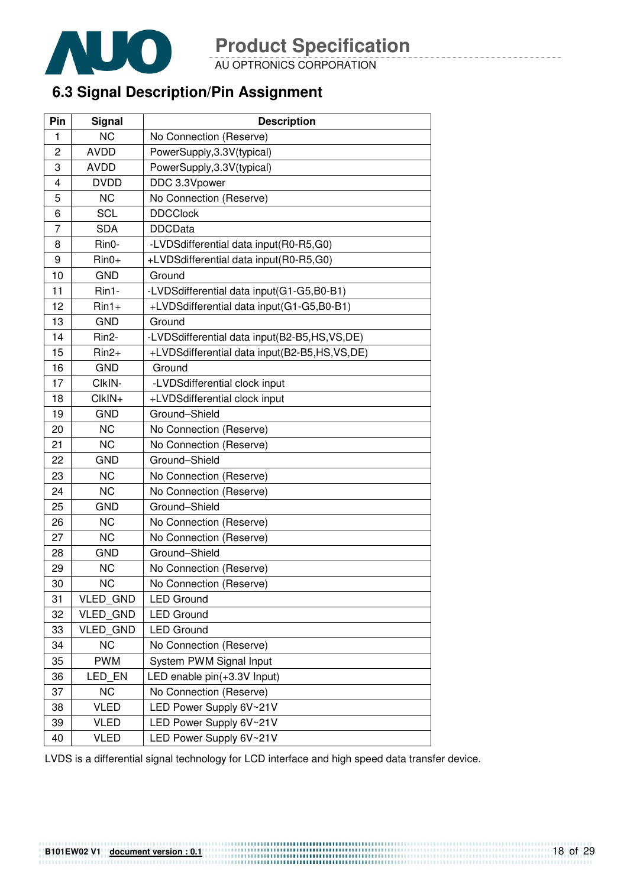## 6.3 Signal Description/Pin Assignment

| Pin | Signal | Description |
|---|---|---|
| 1 | NC | No Connection (Reserve) |
| 2 | AVDD | PowerSupply,3.3V(typical) |
| 3 | AVDD | PowerSupply,3.3V(typical) |
| 4 | DVDD | DDC 3.3Vpower |
| 5 | NC | No Connection (Reserve) |
| 6 | SCL | DDCClock |
| 7 | SDA | DDCData |
| 8 | Rin0- | -LVDSdifferential data input(R0-R5,G0) |
| 9 | Rin0+ | +LVDSdifferential data input(R0-R5,G0) |
| 10 | GND | Ground |
| 11 | Rin1- | -LVDSdifferential data input(G1-G5,B0-B1) |
| 12 | Rin1+ | +LVDSdifferential data input(G1-G5,B0-B1) |
| 13 | GND | Ground |
| 14 | Rin2- | -LVDSdifferential data input(B2-B5,HS,VS,DE) |
| 15 | Rin2+ | +LVDSdifferential data input(B2-B5,HS,VS,DE) |
| 16 | GND | Ground |
| 17 | ClkIN- | -LVDSdifferential clock input |
| 18 | ClkIN+ | +LVDSdifferential clock input |
| 19 | GND | Ground–Shield |
| 20 | NC | No Connection (Reserve) |
| 21 | NC | No Connection (Reserve) |
| 22 | GND | Ground–Shield |
| 23 | NC | No Connection (Reserve) |
| 24 | NC | No Connection (Reserve) |
| 25 | GND | Ground–Shield |
| 26 | NC | No Connection (Reserve) |
| 27 | NC | No Connection (Reserve) |
| 28 | GND | Ground–Shield |
| 29 | NC | No Connection (Reserve) |
| 30 | NC | No Connection (Reserve) |
| 31 | VLED_GND | LED Ground |
| 32 | VLED_GND | LED Ground |
| 33 | VLED_GND | LED Ground |
| 34 | NC | No Connection (Reserve) |
| 35 | PWM | System PWM Signal Input |
| 36 | LED_EN | LED enable pin(+3.3V Input) |
| 37 | NC | No Connection (Reserve) |
| 38 | VLED | LED Power Supply 6V~21V |
| 39 | VLED | LED Power Supply 6V~21V |
| 40 | VLED | LED Power Supply 6V~21V |

LVDS is a differential signal technology for LCD interface and high speed data transfer device.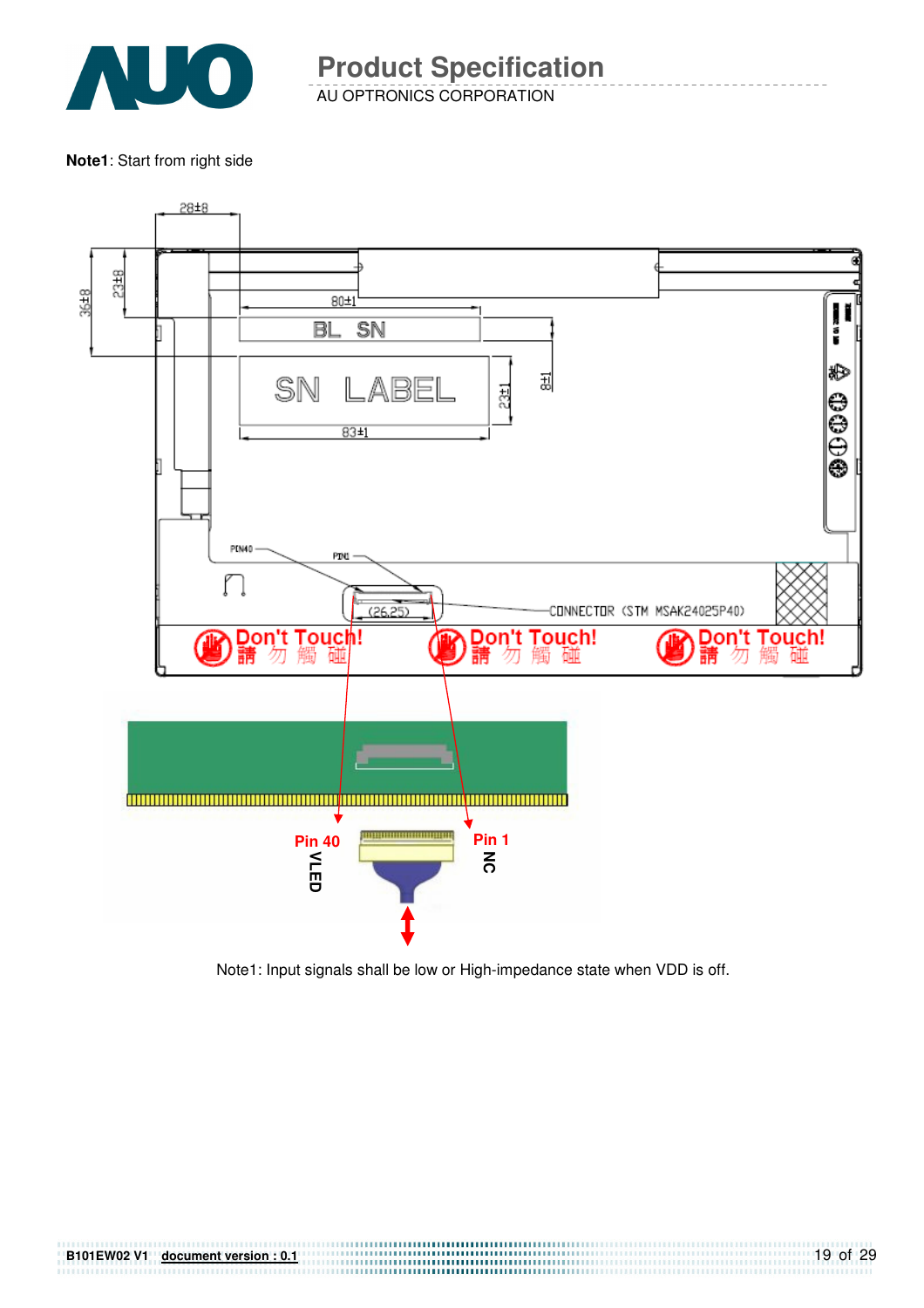**Note1**: Start from right side

28±8

36±8

23±8

80±1

BL SN

SN LABEL

83±1

23±1

8±1

PIN40

PIN1

(26.25)

CONNECTOR (STM MSAK24025P40)

Don't Touch! 請勿觸碰

Don't Touch! 請勿觸碰

Don't Touch! 請勿觸碰

Pin 40 VLED

Pin 1 NC

Note1: Input signals shall be low or High-impedance state when VDD is off.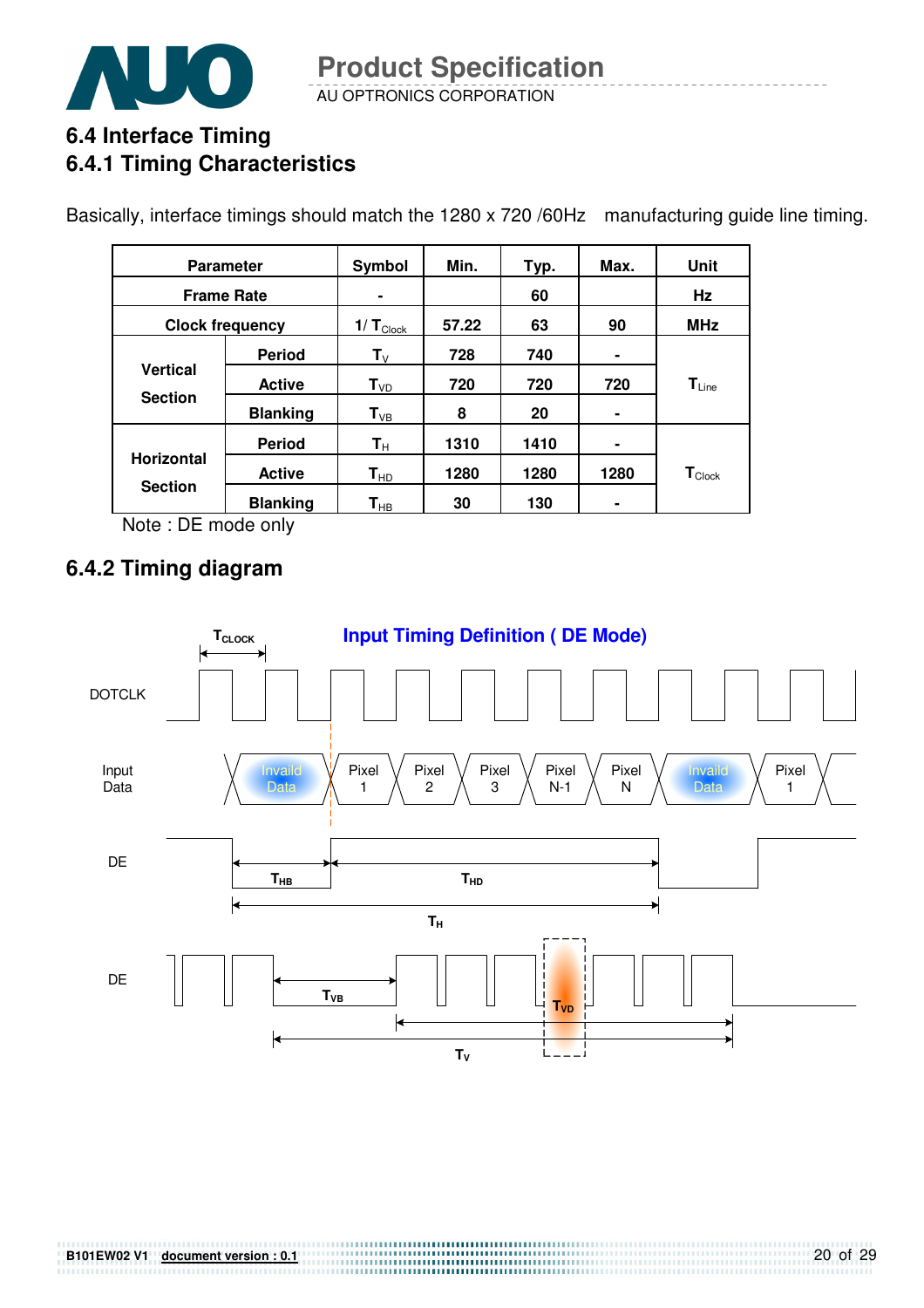## 6.4 Interface Timing

### 6.4.1 Timing Characteristics

Basically, interface timings should match the 1280 x 720 /60Hz manufacturing guide line timing.

| Parameter | | Symbol | Min. | Typ. | Max. | Unit |
|---|---|---|---|---|---|---|
| Frame Rate | | - | | 60 | | Hz |
| Clock frequency | | $1/T_{Clock}$ | 57.22 | 63 | 90 | MHz |
| Vertical Section | Period | $T_V$ | 728 | 740 | - | $T_{Line}$ |
| | Active | $T_{VD}$ | 720 | 720 | 720 | |
| | Blanking | $T_{VB}$ | 8 | 20 | - | |
| Horizontal Section | Period | $T_H$ | 1310 | 1410 | - | $T_{Clock}$ |
| | Active | $T_{HD}$ | 1280 | 1280 | 1280 | |
| | Blanking | $T_{HB}$ | 30 | 130 | - | |

Note : DE mode only

### 6.4.2 Timing diagram

**Input Timing Definition ( DE Mode)**

$T_{CLOCK}$

DOTCLK

Input Data: Invaild Data | Pixel 1 | Pixel 2 | Pixel 3 | Pixel N-1 | Pixel N | Invaild Data | Pixel 1

DE: $T_{HB}$, $T_{HD}$, $T_H$

DE: $T_{VB}$, $T_{VD}$, $T_V$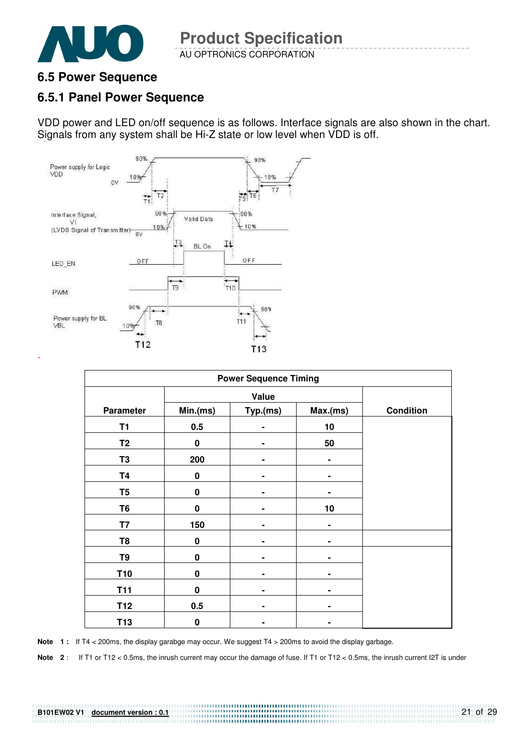## 6.5 Power Sequence

### 6.5.1 Panel Power Sequence

VDD power and LED on/off sequence is as follows. Interface signals are also shown in the chart. Signals from any system shall be Hi-Z state or low level when VDD is off.

| Power Sequence Timing | | | | |
|---|---|---|---|---|
| Parameter | Value | | | Condition |
| | Min.(ms) | Typ.(ms) | Max.(ms) | |
| T1 | 0.5 | - | 10 | |
| T2 | 0 | - | 50 | |
| T3 | 200 | - | - | |
| T4 | 0 | - | - | |
| T5 | 0 | - | - | |
| T6 | 0 | - | 10 | |
| T7 | 150 | - | - | |
| T8 | 0 | - | - | |
| T9 | 0 | - | - | |
| T10 | 0 | - | - | |
| T11 | 0 | - | - | |
| T12 | 0.5 | - | - | |
| T13 | 0 | - | - | |

**Note 1 :** If T4 < 200ms, the display garabge may occur. We suggest T4 > 200ms to avoid the display garbage.

**Note 2 :** If T1 or T12 < 0.5ms, the inrush current may occur the damage of fuse. If T1 or T12 < 0.5ms, the inrush current I2T is under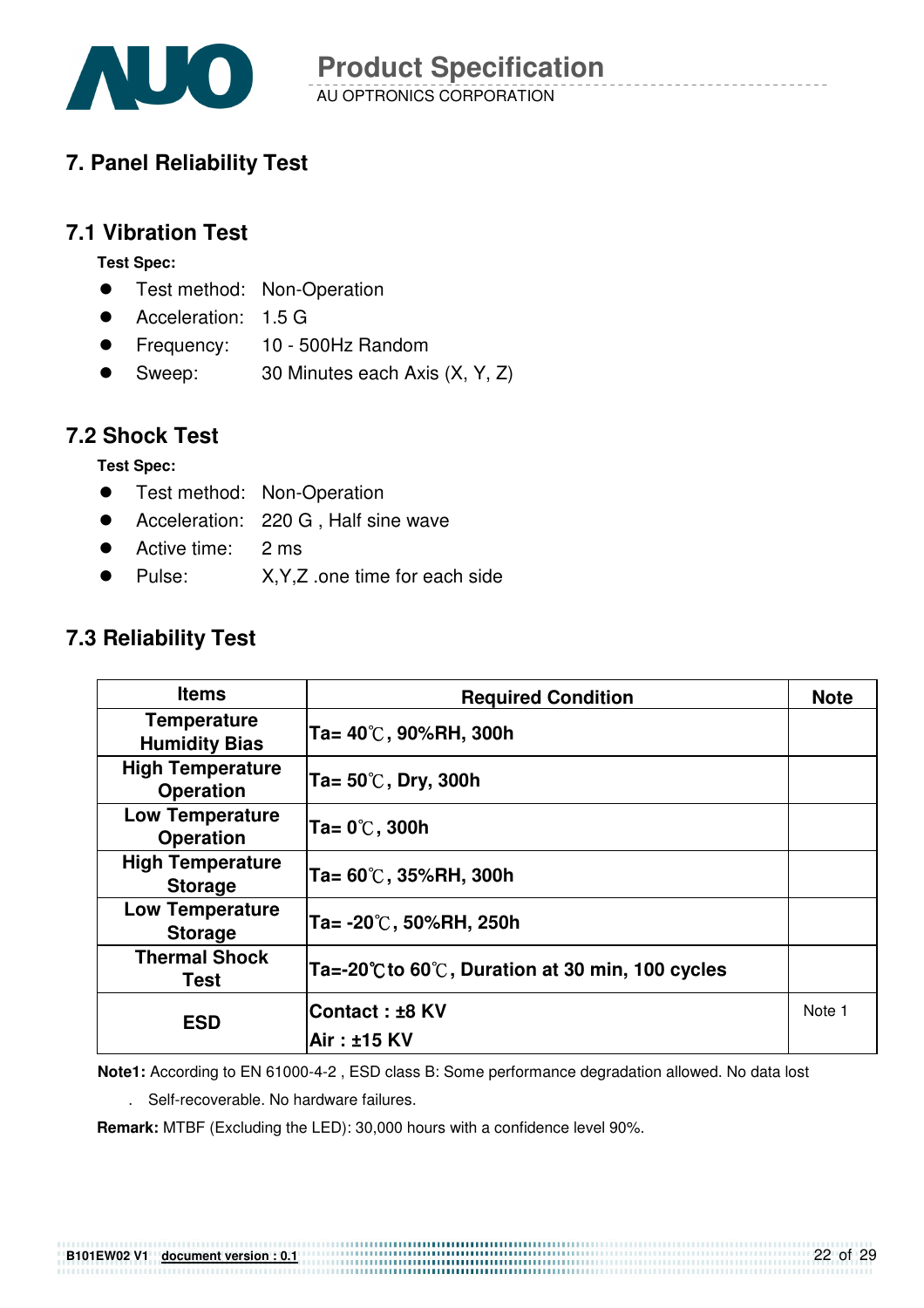# 7. Panel Reliability Test

## 7.1 Vibration Test

**Test Spec:**

- Test method: Non-Operation
- Acceleration: 1.5 G
- Frequency: 10 - 500Hz Random
- Sweep: 30 Minutes each Axis (X, Y, Z)

## 7.2 Shock Test

**Test Spec:**

- Test method: Non-Operation
- Acceleration: 220 G , Half sine wave
- Active time: 2 ms
- Pulse: X,Y,Z .one time for each side

## 7.3 Reliability Test

| Items | Required Condition | Note |
|---|---|---|
| **Temperature Humidity Bias** | **Ta= 40℃, 90%RH, 300h** | |
| **High Temperature Operation** | **Ta= 50℃, Dry, 300h** | |
| **Low Temperature Operation** | **Ta= 0℃, 300h** | |
| **High Temperature Storage** | **Ta= 60℃, 35%RH, 300h** | |
| **Low Temperature Storage** | **Ta= -20℃, 50%RH, 250h** | |
| **Thermal Shock Test** | **Ta=-20℃to 60℃, Duration at 30 min, 100 cycles** | |
| **ESD** | **Contact : ±8 KV**<br>**Air : ±15 KV** | Note 1 |

**Note1:** According to EN 61000-4-2 , ESD class B: Some performance degradation allowed. No data lost

. Self-recoverable. No hardware failures.

**Remark:** MTBF (Excluding the LED): 30,000 hours with a confidence level 90%.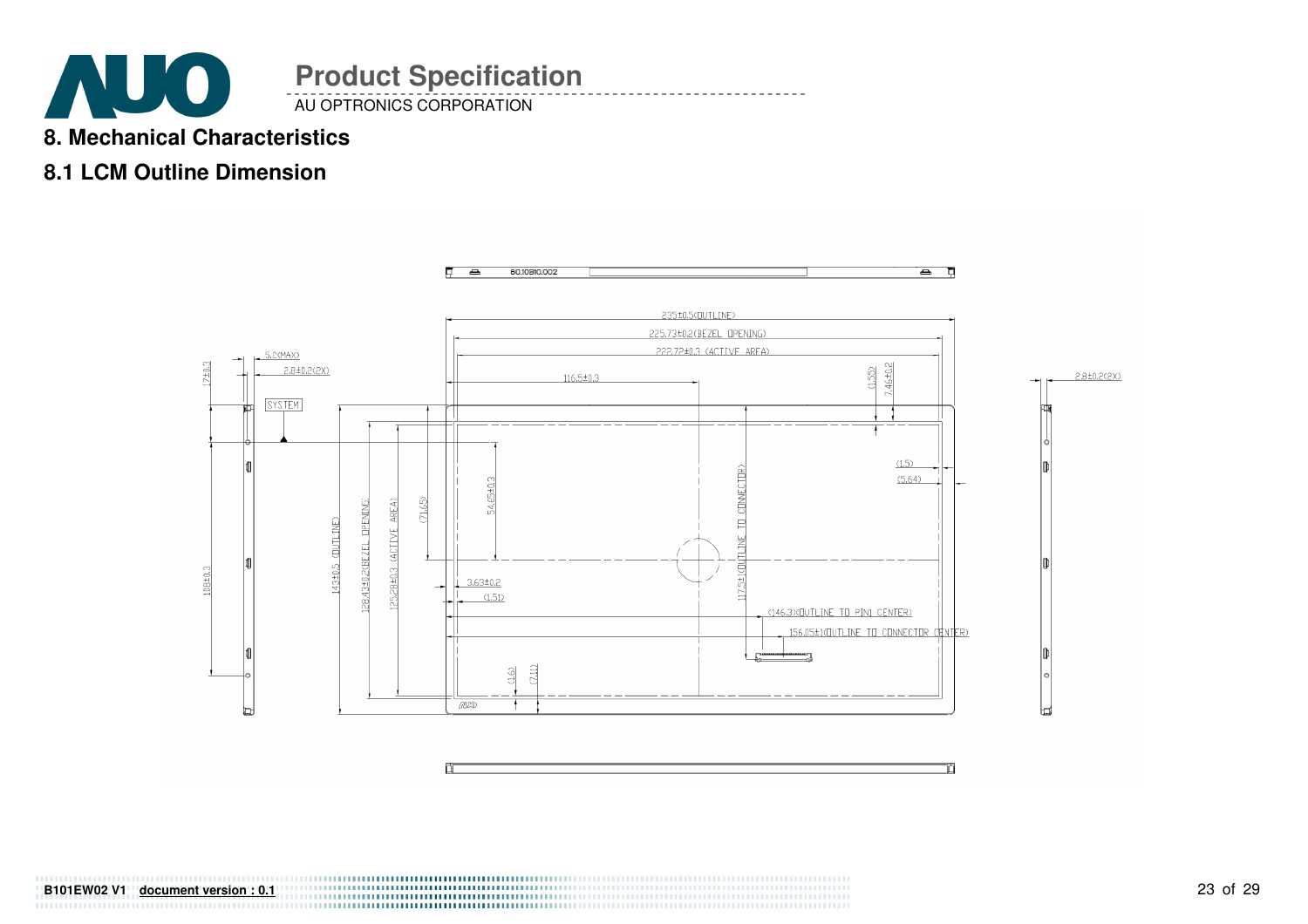## 8. Mechanical Characteristics

### 8.1 LCM Outline Dimension

60.10B10.002

235±0.5(OUTLINE)

225.73±0.2(BEZEL OPENING)

222.72±0.3 (ACTIVE AREA)

116.5±0.3

(1.55)

7.46±0.2

5.2(MAX)

2.8±0.2(2X)

17±0.3

SYSTEM

108±0.3

143±0.5 (OUTLINE)

128.43±0.2(BEZEL OPENING)

125.28±0.3 (ACTIVE AREA)

(71.65)

54.65±0.3

117.5±1(OUTLINE TO CONNECTOR)

(1.5)

(5.64)

3.63±0.2

(1.51)

(146.3)(OUTLINE TO PIN1 CENTER)

156.05±1(OUTLINE TO CONNECTOR CENTER)

(1.6)

(7.41)

2.8±0.2(2X)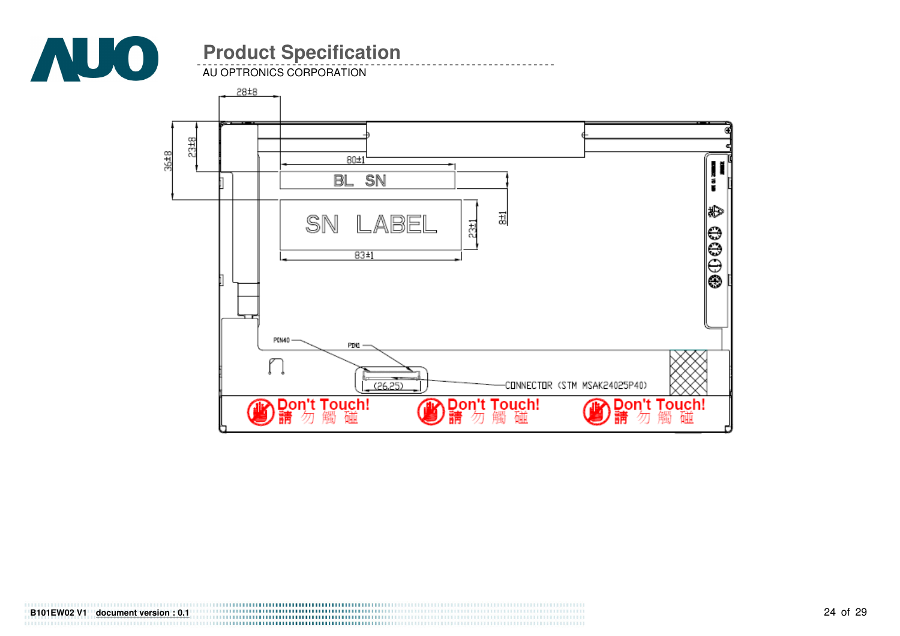28±8

36±8

23±8

80±1

BL SN

SN LABEL

23±1

8±1

83±1

PIN40

PIN1

(26.25)

CONNECTOR (STM MSAK24025P40)

Don't Touch! 請勿觸碰

Don't Touch! 請勿觸碰

Don't Touch! 請勿觸碰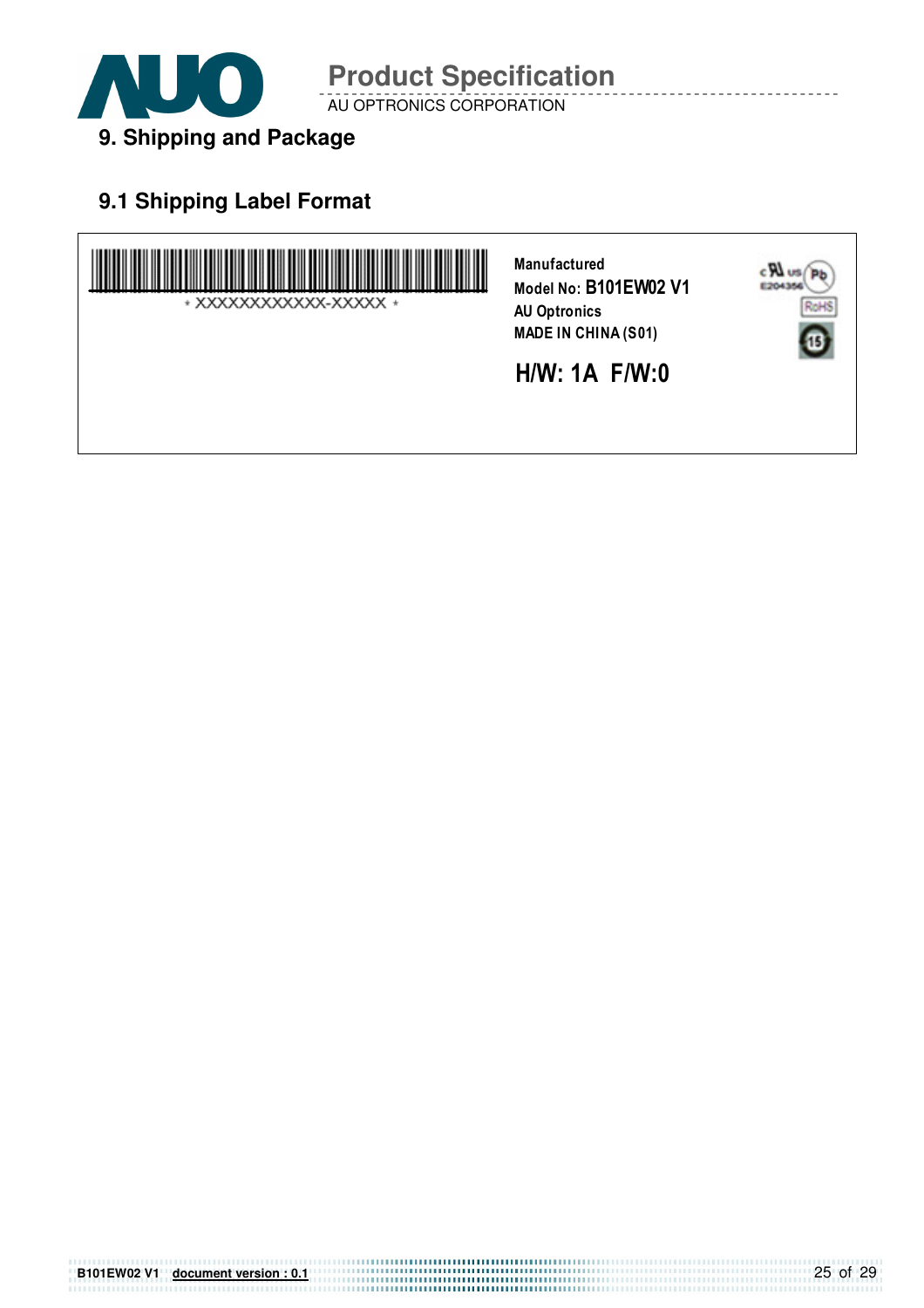## 9. Shipping and Package

### 9.1 Shipping Label Format

\* XXXXXXXXXXX-XXXXX \*

Manufactured
Model No: B101EW02 V1
AU Optronics
MADE IN CHINA (S01)

**H/W: 1A F/W:0**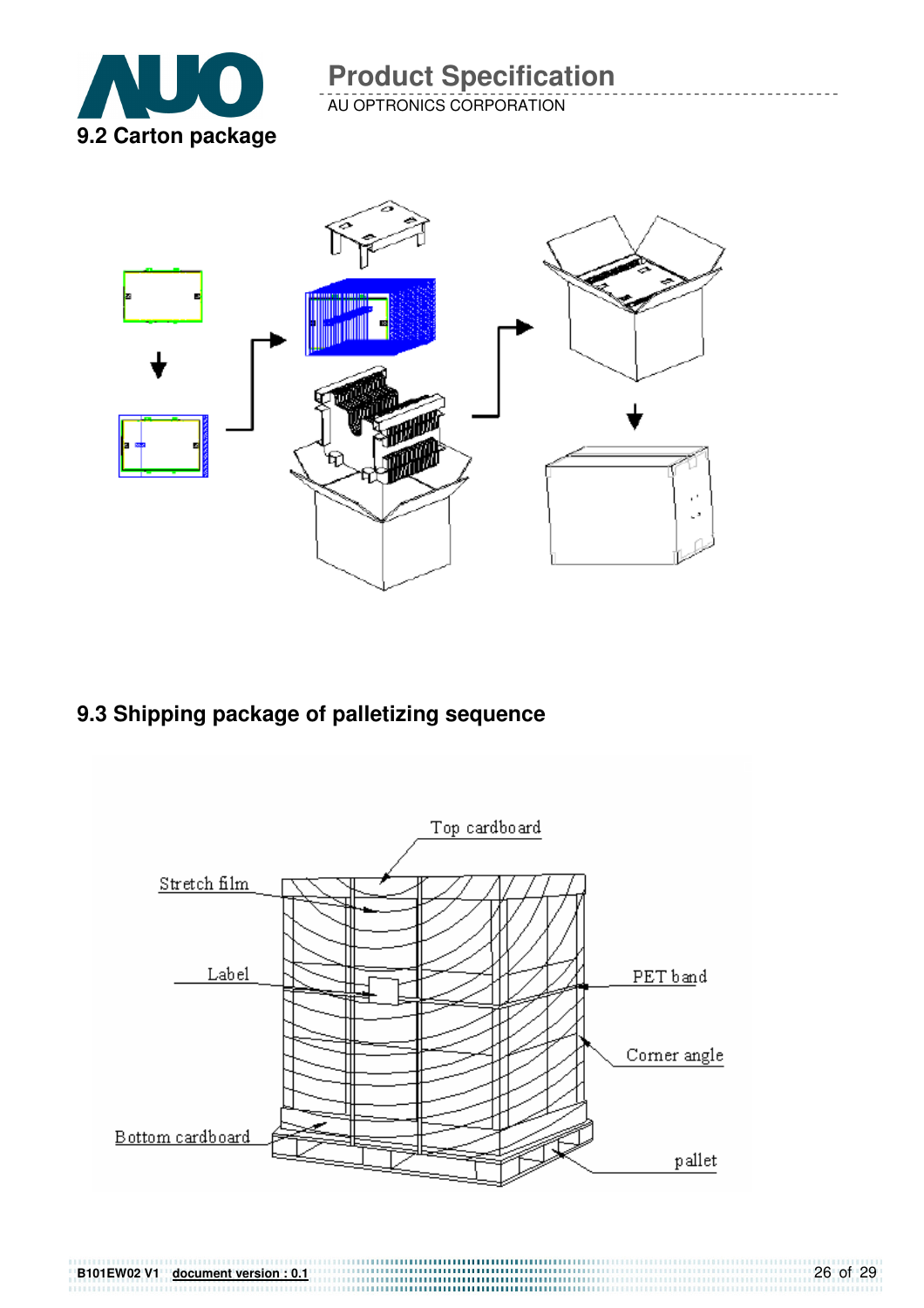## 9.2 Carton package

## 9.3 Shipping package of palletizing sequence

Top cardboard

Stretch film

Label

PET band

Corner angle

Bottom cardboard

pallet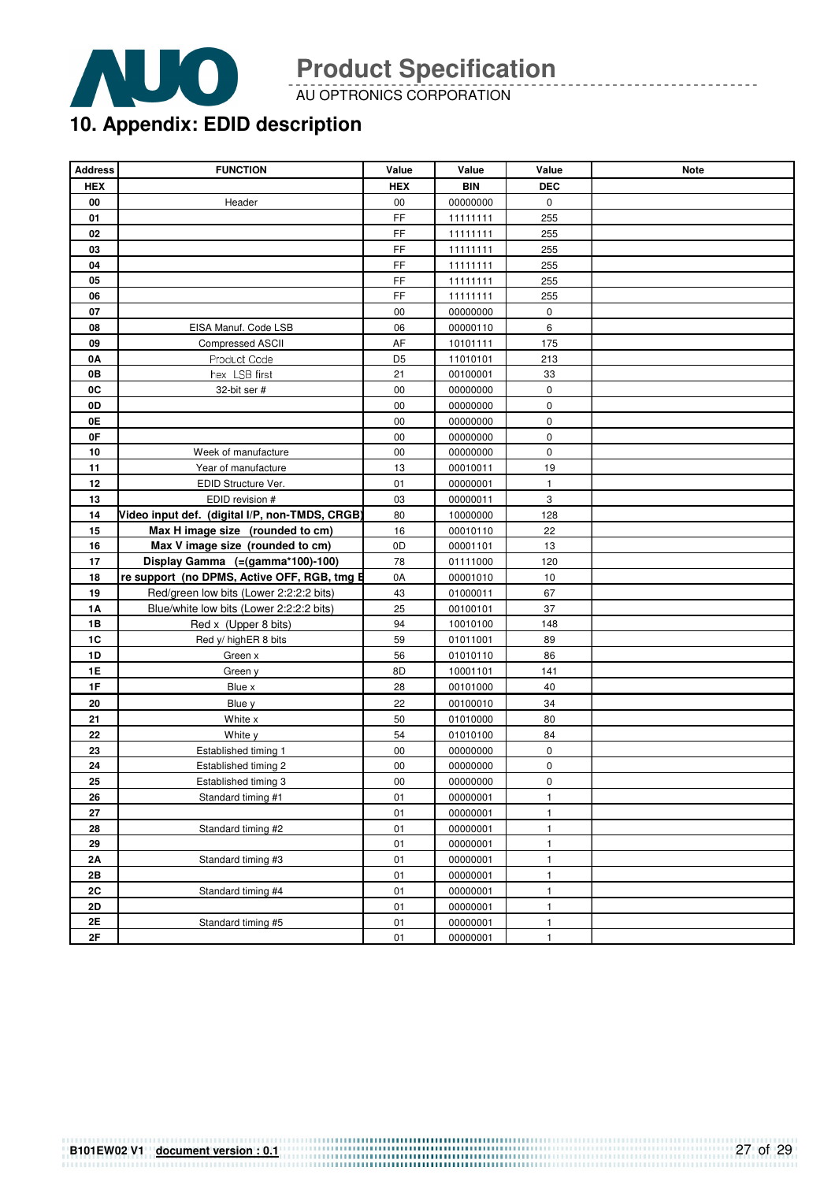## 10. Appendix: EDID description

| Address | FUNCTION | Value | Value | Value | Note |
|---|---|---|---|---|---|
| HEX | | HEX | BIN | DEC | |
| 00 | Header | 00 | 00000000 | 0 | |
| 01 | | FF | 11111111 | 255 | |
| 02 | | FF | 11111111 | 255 | |
| 03 | | FF | 11111111 | 255 | |
| 04 | | FF | 11111111 | 255 | |
| 05 | | FF | 11111111 | 255 | |
| 06 | | FF | 11111111 | 255 | |
| 07 | | 00 | 00000000 | 0 | |
| 08 | EISA Manuf. Code LSB | 06 | 00000110 | 6 | |
| 09 | Compressed ASCII | AF | 10101111 | 175 | |
| 0A | Product Code | D5 | 11010101 | 213 | |
| 0B | hex, LSB first | 21 | 00100001 | 33 | |
| 0C | 32-bit ser # | 00 | 00000000 | 0 | |
| 0D | | 00 | 00000000 | 0 | |
| 0E | | 00 | 00000000 | 0 | |
| 0F | | 00 | 00000000 | 0 | |
| 10 | Week of manufacture | 00 | 00000000 | 0 | |
| 11 | Year of manufacture | 13 | 00010011 | 19 | |
| 12 | EDID Structure Ver. | 01 | 00000001 | 1 | |
| 13 | EDID revision # | 03 | 00000011 | 3 | |
| 14 | **Video input def. (digital I/P, non-TMDS, CRGB)** | 80 | 10000000 | 128 | |
| 15 | **Max H image size (rounded to cm)** | 16 | 00010110 | 22 | |
| 16 | **Max V image size (rounded to cm)** | 0D | 00001101 | 13 | |
| 17 | **Display Gamma (=(gamma*100)-100)** | 78 | 01111000 | 120 | |
| 18 | **re support (no DPMS, Active OFF, RGB, tmg B** | 0A | 00001010 | 10 | |
| 19 | Red/green low bits (Lower 2:2:2:2 bits) | 43 | 01000011 | 67 | |
| 1A | Blue/white low bits (Lower 2:2:2:2 bits) | 25 | 00100101 | 37 | |
| 1B | Red x (Upper 8 bits) | 94 | 10010100 | 148 | |
| 1C | Red y/ highER 8 bits | 59 | 01011001 | 89 | |
| 1D | Green x | 56 | 01010110 | 86 | |
| 1E | Green y | 8D | 10001101 | 141 | |
| 1F | Blue x | 28 | 00101000 | 40 | |
| 20 | Blue y | 22 | 00100010 | 34 | |
| 21 | White x | 50 | 01010000 | 80 | |
| 22 | White y | 54 | 01010100 | 84 | |
| 23 | Established timing 1 | 00 | 00000000 | 0 | |
| 24 | Established timing 2 | 00 | 00000000 | 0 | |
| 25 | Established timing 3 | 00 | 00000000 | 0 | |
| 26 | Standard timing #1 | 01 | 00000001 | 1 | |
| 27 | | 01 | 00000001 | 1 | |
| 28 | Standard timing #2 | 01 | 00000001 | 1 | |
| 29 | | 01 | 00000001 | 1 | |
| 2A | Standard timing #3 | 01 | 00000001 | 1 | |
| 2B | | 01 | 00000001 | 1 | |
| 2C | Standard timing #4 | 01 | 00000001 | 1 | |
| 2D | | 01 | 00000001 | 1 | |
| 2E | Standard timing #5 | 01 | 00000001 | 1 | |
| 2F | | 01 | 00000001 | 1 | |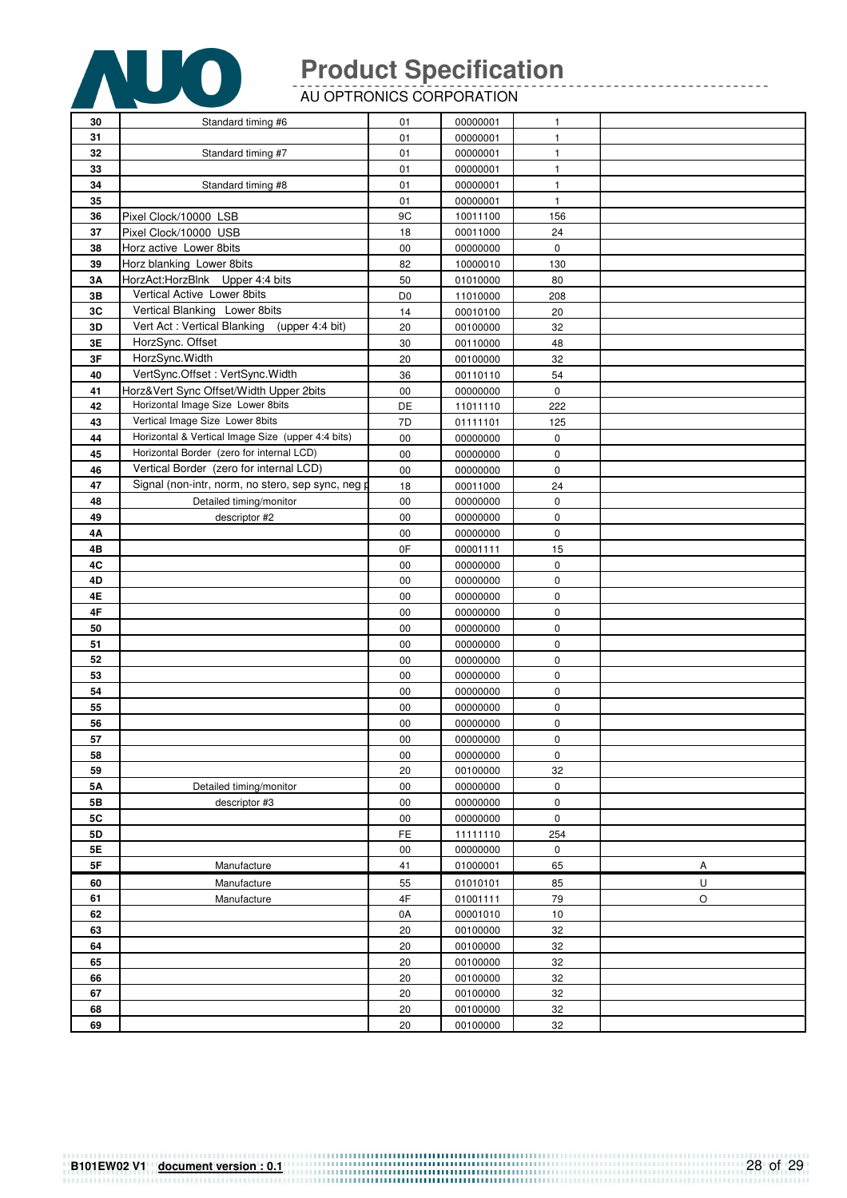| | | | | | |
|---|---|---|---|---|---|
| 30 | Standard timing #6 | 01 | 00000001 | 1 | |
| 31 | | 01 | 00000001 | 1 | |
| 32 | Standard timing #7 | 01 | 00000001 | 1 | |
| 33 | | 01 | 00000001 | 1 | |
| 34 | Standard timing #8 | 01 | 00000001 | 1 | |
| 35 | | 01 | 00000001 | 1 | |
| 36 | Pixel Clock/10000 LSB | 9C | 10011100 | 156 | |
| 37 | Pixel Clock/10000 USB | 18 | 00011000 | 24 | |
| 38 | Horz active Lower 8bits | 00 | 00000000 | 0 | |
| 39 | Horz blanking Lower 8bits | 82 | 10000010 | 130 | |
| 3A | HorzAct:HorzBlnk Upper 4:4 bits | 50 | 01010000 | 80 | |
| 3B | Vertical Active Lower 8bits | D0 | 11010000 | 208 | |
| 3C | Vertical Blanking Lower 8bits | 14 | 00010100 | 20 | |
| 3D | Vert Act : Vertical Blanking (upper 4:4 bit) | 20 | 00100000 | 32 | |
| 3E | HorzSync. Offset | 30 | 00110000 | 48 | |
| 3F | HorzSync.Width | 20 | 00100000 | 32 | |
| 40 | VertSync.Offset : VertSync.Width | 36 | 00110110 | 54 | |
| 41 | Horz&Vert Sync Offset/Width Upper 2bits | 00 | 00000000 | 0 | |
| 42 | Horizontal Image Size Lower 8bits | DE | 11011110 | 222 | |
| 43 | Vertical Image Size Lower 8bits | 7D | 01111101 | 125 | |
| 44 | Horizontal & Vertical Image Size (upper 4:4 bits) | 00 | 00000000 | 0 | |
| 45 | Horizontal Border (zero for internal LCD) | 00 | 00000000 | 0 | |
| 46 | Vertical Border (zero for internal LCD) | 00 | 00000000 | 0 | |
| 47 | Signal (non-intr, norm, no stero, sep sync, neg p | 18 | 00011000 | 24 | |
| 48 | Detailed timing/monitor | 00 | 00000000 | 0 | |
| 49 | descriptor #2 | 00 | 00000000 | 0 | |
| 4A | | 00 | 00000000 | 0 | |
| 4B | | 0F | 00001111 | 15 | |
| 4C | | 00 | 00000000 | 0 | |
| 4D | | 00 | 00000000 | 0 | |
| 4E | | 00 | 00000000 | 0 | |
| 4F | | 00 | 00000000 | 0 | |
| 50 | | 00 | 00000000 | 0 | |
| 51 | | 00 | 00000000 | 0 | |
| 52 | | 00 | 00000000 | 0 | |
| 53 | | 00 | 00000000 | 0 | |
| 54 | | 00 | 00000000 | 0 | |
| 55 | | 00 | 00000000 | 0 | |
| 56 | | 00 | 00000000 | 0 | |
| 57 | | 00 | 00000000 | 0 | |
| 58 | | 00 | 00000000 | 0 | |
| 59 | | 20 | 00100000 | 32 | |
| 5A | Detailed timing/monitor | 00 | 00000000 | 0 | |
| 5B | descriptor #3 | 00 | 00000000 | 0 | |
| 5C | | 00 | 00000000 | 0 | |
| 5D | | FE | 11111110 | 254 | |
| 5E | | 00 | 00000000 | 0 | |
| 5F | Manufacture | 41 | 01000001 | 65 | A |
| 60 | Manufacture | 55 | 01010101 | 85 | U |
| 61 | Manufacture | 4F | 01001111 | 79 | O |
| 62 | | 0A | 00001010 | 10 | |
| 63 | | 20 | 00100000 | 32 | |
| 64 | | 20 | 00100000 | 32 | |
| 65 | | 20 | 00100000 | 32 | |
| 66 | | 20 | 00100000 | 32 | |
| 67 | | 20 | 00100000 | 32 | |
| 68 | | 20 | 00100000 | 32 | |
| 69 | | 20 | 00100000 | 32 | |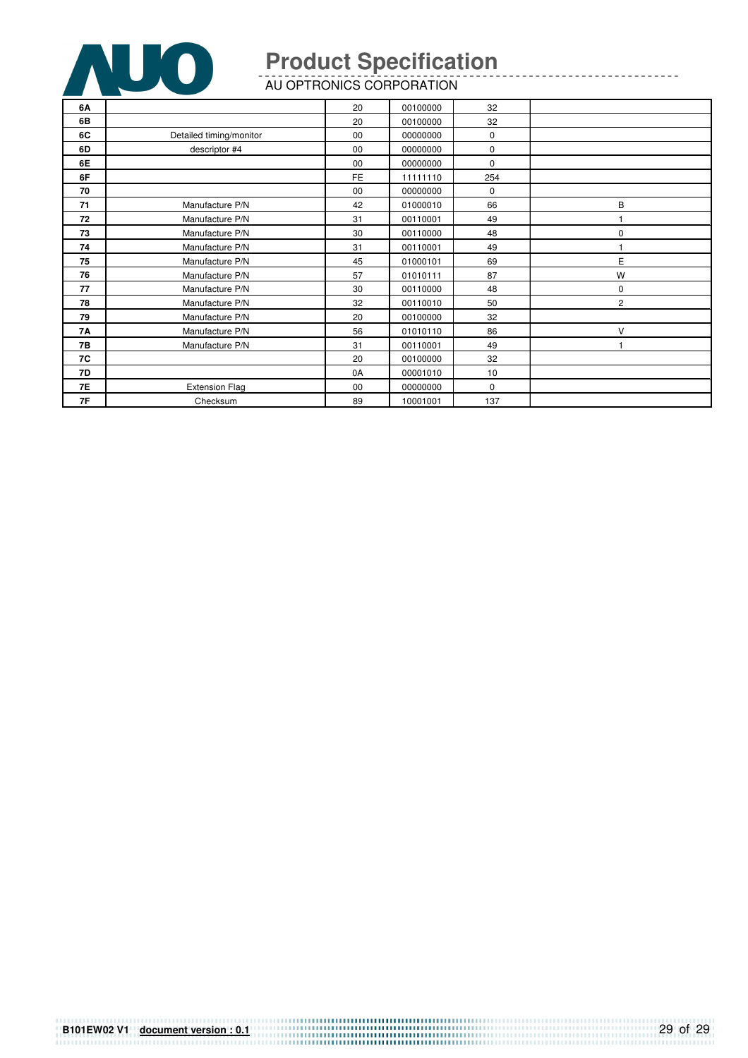| | | | | | |
|---|---|---|---|---|---|
| 6A | | 20 | 00100000 | 32 | |
| 6B | | 20 | 00100000 | 32 | |
| 6C | Detailed timing/monitor | 00 | 00000000 | 0 | |
| 6D | descriptor #4 | 00 | 00000000 | 0 | |
| 6E | | 00 | 00000000 | 0 | |
| 6F | | FE | 11111110 | 254 | |
| 70 | | 00 | 00000000 | 0 | |
| 71 | Manufacture P/N | 42 | 01000010 | 66 | B |
| 72 | Manufacture P/N | 31 | 00110001 | 49 | 1 |
| 73 | Manufacture P/N | 30 | 00110000 | 48 | 0 |
| 74 | Manufacture P/N | 31 | 00110001 | 49 | 1 |
| 75 | Manufacture P/N | 45 | 01000101 | 69 | E |
| 76 | Manufacture P/N | 57 | 01010111 | 87 | W |
| 77 | Manufacture P/N | 30 | 00110000 | 48 | 0 |
| 78 | Manufacture P/N | 32 | 00110010 | 50 | 2 |
| 79 | Manufacture P/N | 20 | 00100000 | 32 | |
| 7A | Manufacture P/N | 56 | 01010110 | 86 | V |
| 7B | Manufacture P/N | 31 | 00110001 | 49 | 1 |
| 7C | | 20 | 00100000 | 32 | |
| 7D | | 0A | 00001010 | 10 | |
| 7E | Extension Flag | 00 | 00000000 | 0 | |
| 7F | Checksum | 89 | 10001001 | 137 | |